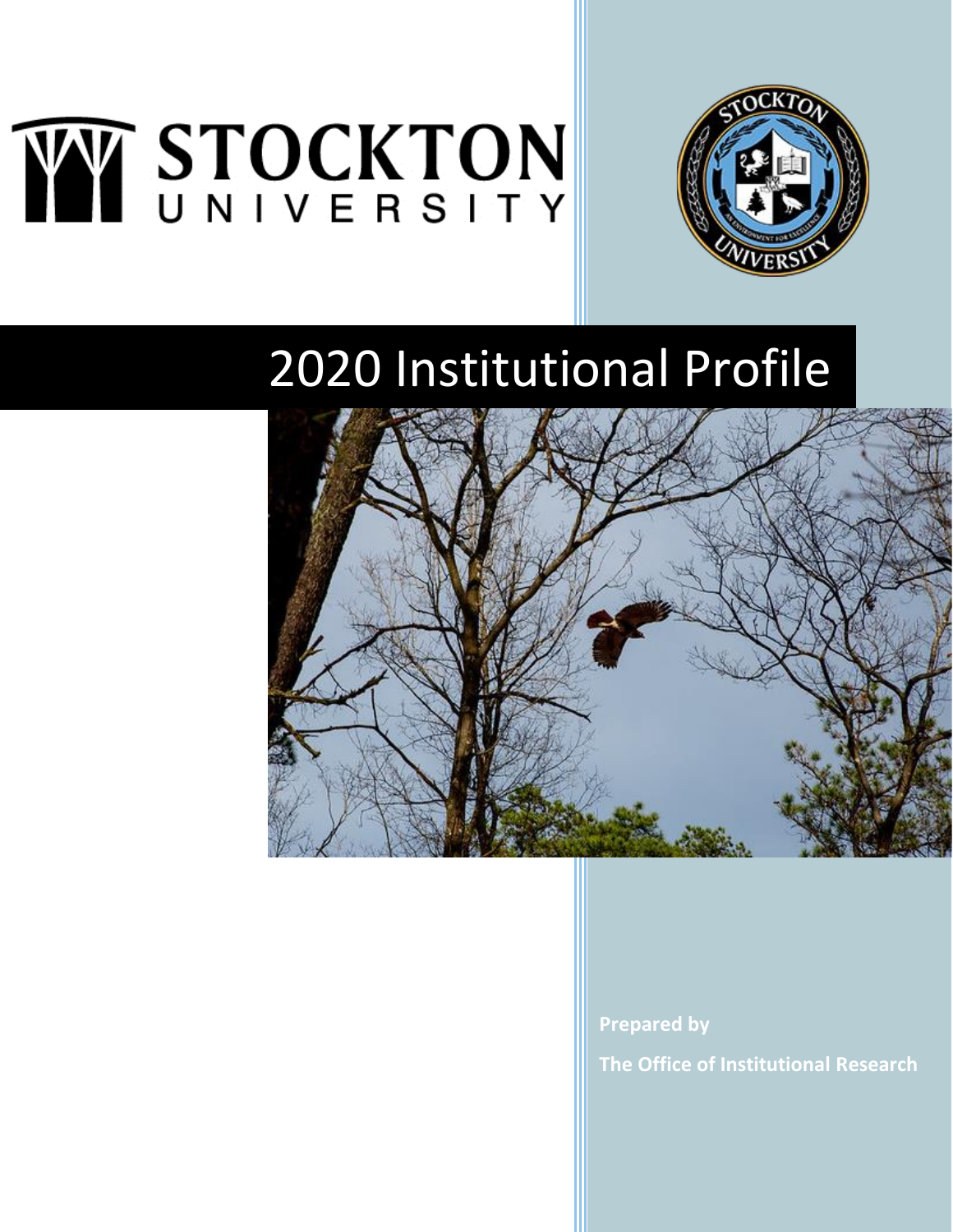# STOCKTON UNIVERSITY

# 2020 Institutional Profile

**Prepared by**

**The Office of Institutional Research**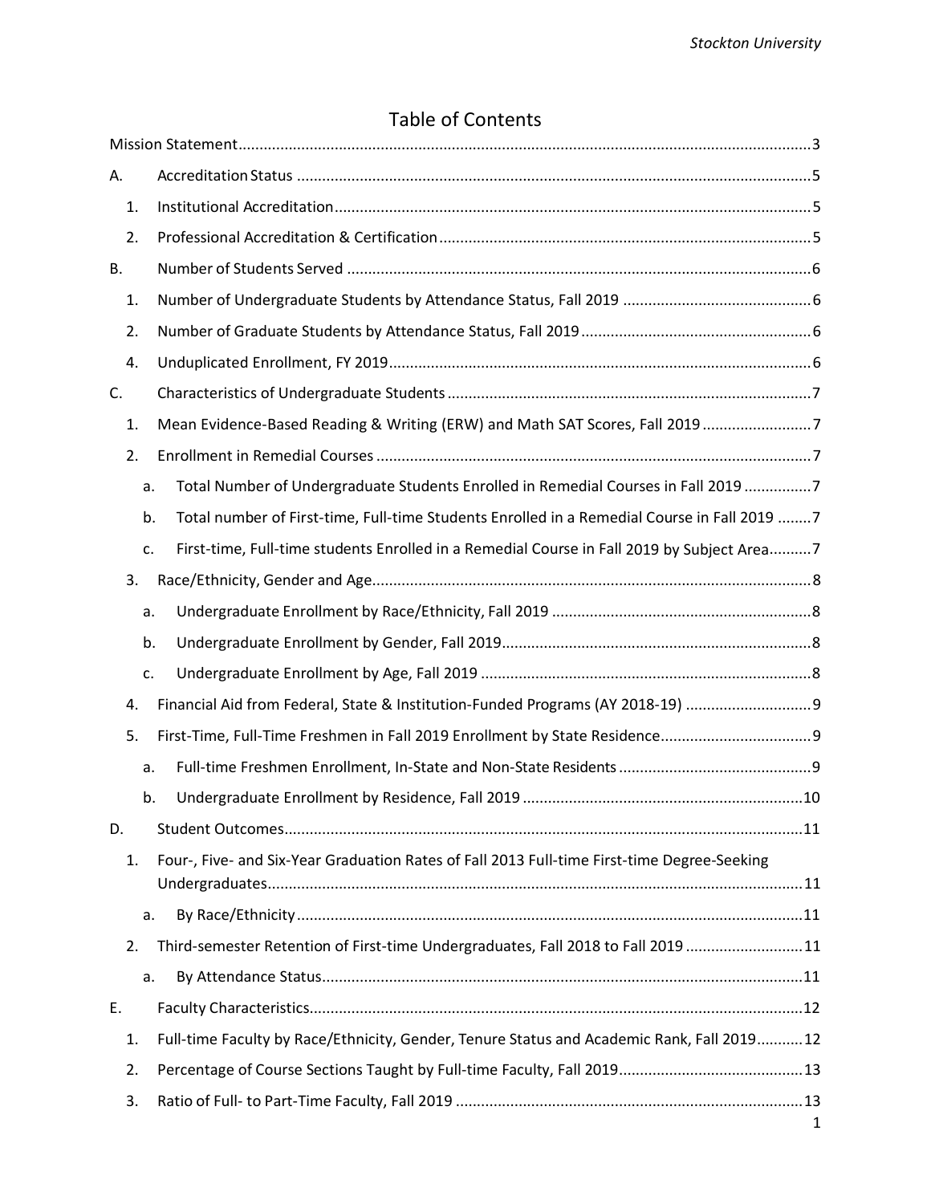# Table of Contents

Mission Statement....3

A. Accreditation Status....5

1. Institutional Accreditation....5
2. Professional Accreditation & Certification....5

B. Number of Students Served....6

1. Number of Undergraduate Students by Attendance Status, Fall 2019....6
2. Number of Graduate Students by Attendance Status, Fall 2019....6
4. Unduplicated Enrollment, FY 2019....6

C. Characteristics of Undergraduate Students....7

1. Mean Evidence-Based Reading & Writing (ERW) and Math SAT Scores, Fall 2019....7
2. Enrollment in Remedial Courses....7
   - a. Total Number of Undergraduate Students Enrolled in Remedial Courses in Fall 2019....7
   - b. Total number of First-time, Full-time Students Enrolled in a Remedial Course in Fall 2019....7
   - c. First-time, Full-time students Enrolled in a Remedial Course in Fall 2019 by Subject Area....7
3. Race/Ethnicity, Gender and Age....8
   - a. Undergraduate Enrollment by Race/Ethnicity, Fall 2019....8
   - b. Undergraduate Enrollment by Gender, Fall 2019....8
   - c. Undergraduate Enrollment by Age, Fall 2019....8
4. Financial Aid from Federal, State & Institution-Funded Programs (AY 2018-19)....9
5. First-Time, Full-Time Freshmen in Fall 2019 Enrollment by State Residence....9
   - a. Full-time Freshmen Enrollment, In-State and Non-State Residents....9
   - b. Undergraduate Enrollment by Residence, Fall 2019....10

D. Student Outcomes....11

1. Four-, Five- and Six-Year Graduation Rates of Fall 2013 Full-time First-time Degree-Seeking Undergraduates....11
   - a. By Race/Ethnicity....11
2. Third-semester Retention of First-time Undergraduates, Fall 2018 to Fall 2019....11
   - a. By Attendance Status....11

E. Faculty Characteristics....12

1. Full-time Faculty by Race/Ethnicity, Gender, Tenure Status and Academic Rank, Fall 2019....12
2. Percentage of Course Sections Taught by Full-time Faculty, Fall 2019....13
3. Ratio of Full- to Part-Time Faculty, Fall 2019....13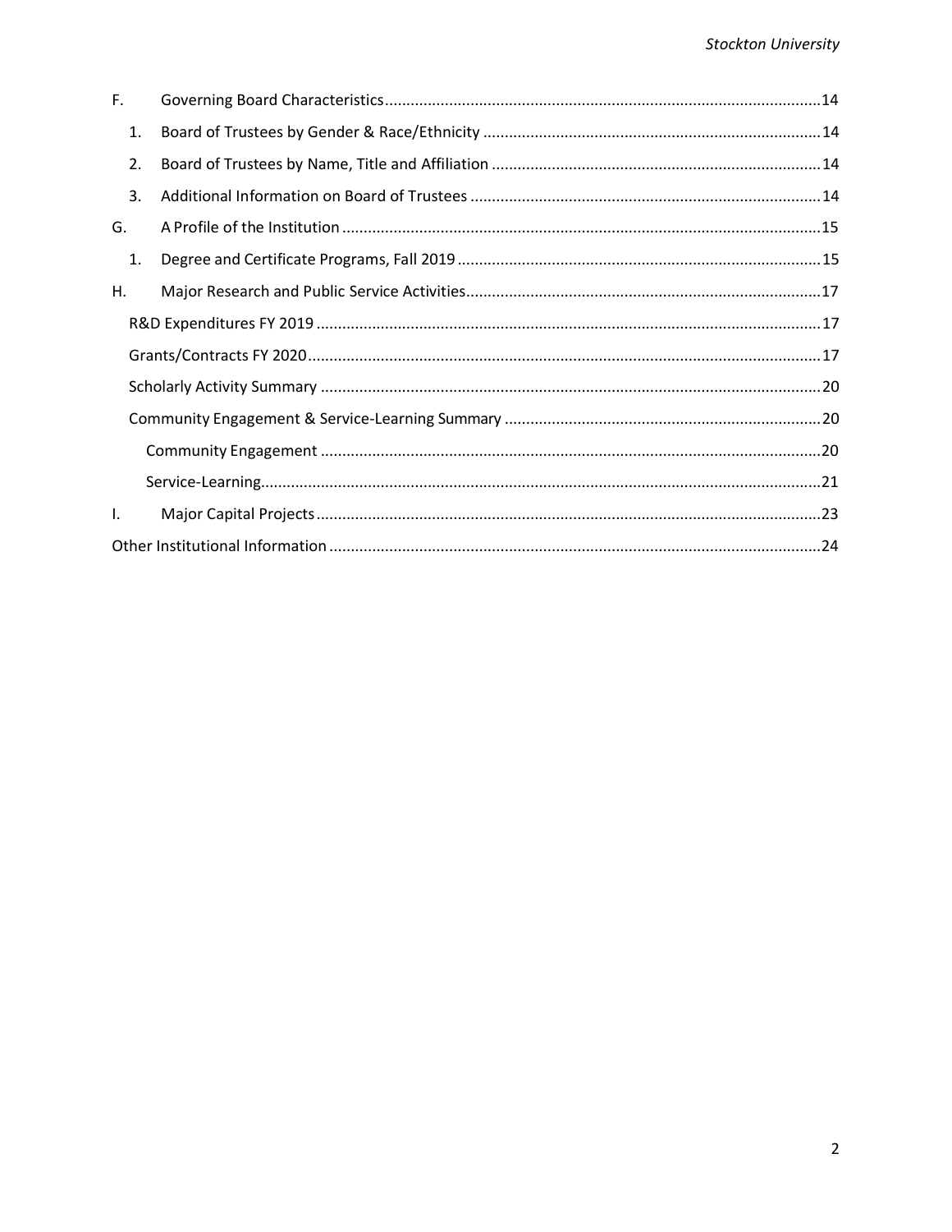- F. Governing Board Characteristics....14
  - 1. Board of Trustees by Gender & Race/Ethnicity....14
  - 2. Board of Trustees by Name, Title and Affiliation....14
  - 3. Additional Information on Board of Trustees....14
- G. A Profile of the Institution....15
  - 1. Degree and Certificate Programs, Fall 2019....15
- H. Major Research and Public Service Activities....17
  - R&D Expenditures FY 2019....17
  - Grants/Contracts FY 2020....17
  - Scholarly Activity Summary....20
  - Community Engagement & Service-Learning Summary....20
    - Community Engagement....20
    - Service-Learning....21
- I. Major Capital Projects....23
- Other Institutional Information....24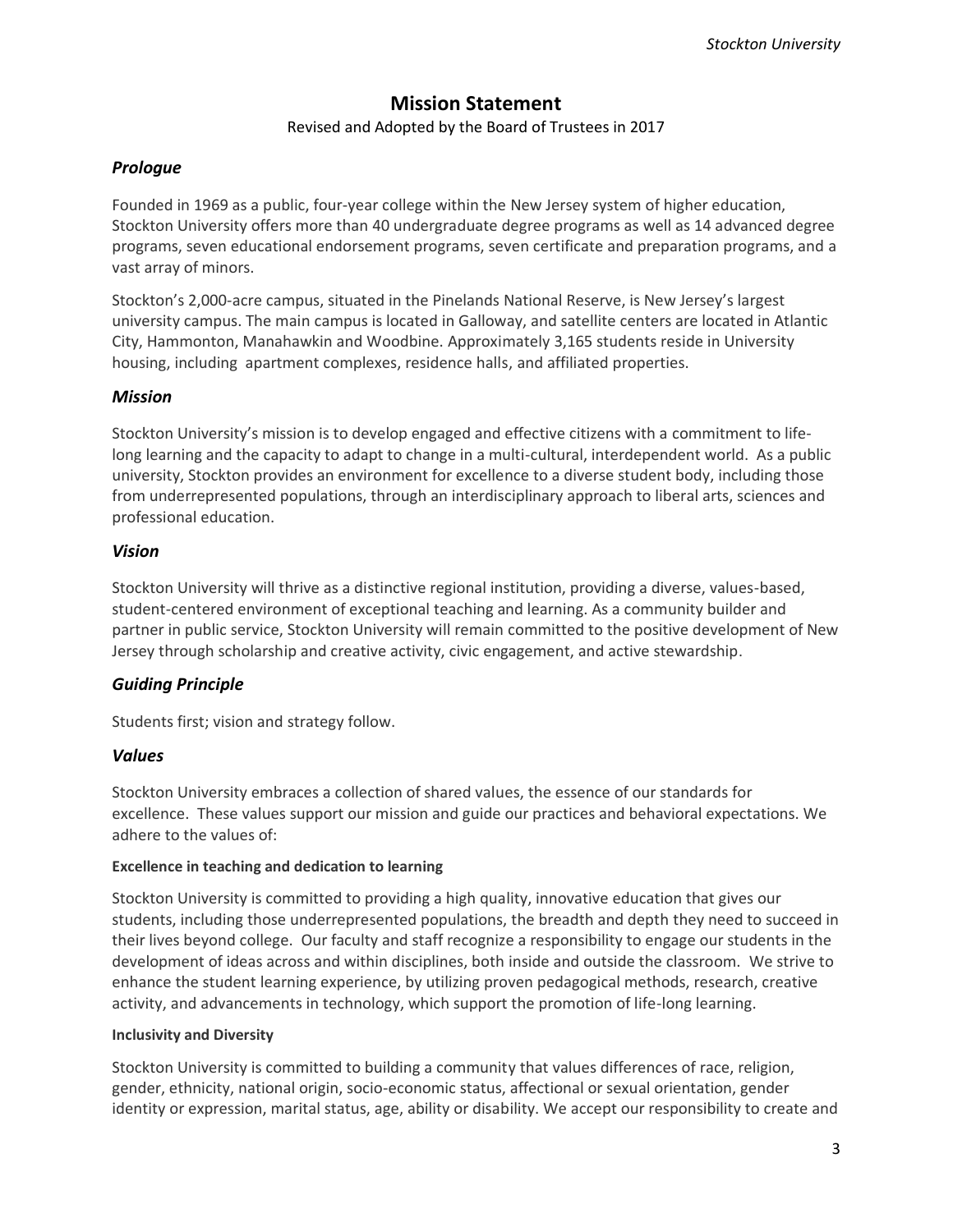# Mission Statement

Revised and Adopted by the Board of Trustees in 2017

## *Prologue*

Founded in 1969 as a public, four-year college within the New Jersey system of higher education, Stockton University offers more than 40 undergraduate degree programs as well as 14 advanced degree programs, seven educational endorsement programs, seven certificate and preparation programs, and a vast array of minors.

Stockton's 2,000-acre campus, situated in the Pinelands National Reserve, is New Jersey's largest university campus. The main campus is located in Galloway, and satellite centers are located in Atlantic City, Hammonton, Manahawkin and Woodbine. Approximately 3,165 students reside in University housing, including apartment complexes, residence halls, and affiliated properties.

## *Mission*

Stockton University's mission is to develop engaged and effective citizens with a commitment to life-long learning and the capacity to adapt to change in a multi-cultural, interdependent world. As a public university, Stockton provides an environment for excellence to a diverse student body, including those from underrepresented populations, through an interdisciplinary approach to liberal arts, sciences and professional education.

## *Vision*

Stockton University will thrive as a distinctive regional institution, providing a diverse, values-based, student-centered environment of exceptional teaching and learning. As a community builder and partner in public service, Stockton University will remain committed to the positive development of New Jersey through scholarship and creative activity, civic engagement, and active stewardship.

## *Guiding Principle*

Students first; vision and strategy follow.

## *Values*

Stockton University embraces a collection of shared values, the essence of our standards for excellence. These values support our mission and guide our practices and behavioral expectations. We adhere to the values of:

#### Excellence in teaching and dedication to learning

Stockton University is committed to providing a high quality, innovative education that gives our students, including those underrepresented populations, the breadth and depth they need to succeed in their lives beyond college. Our faculty and staff recognize a responsibility to engage our students in the development of ideas across and within disciplines, both inside and outside the classroom. We strive to enhance the student learning experience, by utilizing proven pedagogical methods, research, creative activity, and advancements in technology, which support the promotion of life-long learning.

#### Inclusivity and Diversity

Stockton University is committed to building a community that values differences of race, religion, gender, ethnicity, national origin, socio-economic status, affectional or sexual orientation, gender identity or expression, marital status, age, ability or disability. We accept our responsibility to create and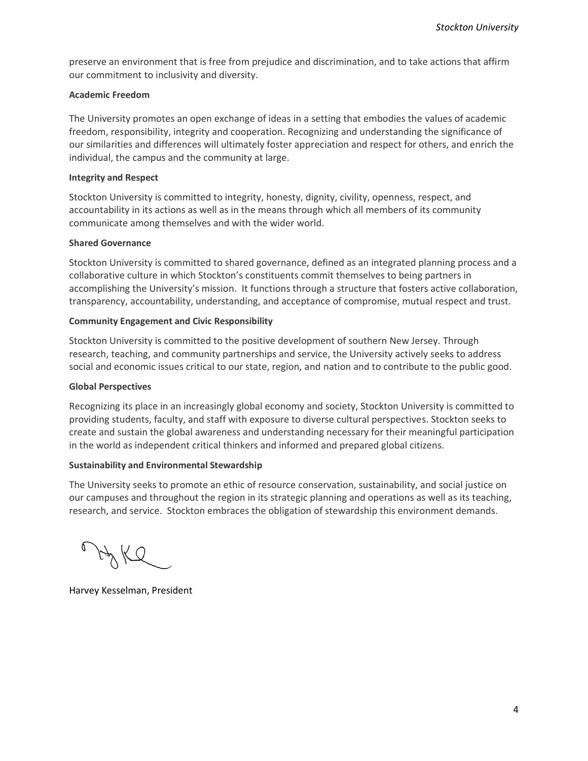preserve an environment that is free from prejudice and discrimination, and to take actions that affirm our commitment to inclusivity and diversity.

**Academic Freedom**

The University promotes an open exchange of ideas in a setting that embodies the values of academic freedom, responsibility, integrity and cooperation. Recognizing and understanding the significance of our similarities and differences will ultimately foster appreciation and respect for others, and enrich the individual, the campus and the community at large.

**Integrity and Respect**

Stockton University is committed to integrity, honesty, dignity, civility, openness, respect, and accountability in its actions as well as in the means through which all members of its community communicate among themselves and with the wider world.

**Shared Governance**

Stockton University is committed to shared governance, defined as an integrated planning process and a collaborative culture in which Stockton's constituents commit themselves to being partners in accomplishing the University's mission. It functions through a structure that fosters active collaboration, transparency, accountability, understanding, and acceptance of compromise, mutual respect and trust.

**Community Engagement and Civic Responsibility**

Stockton University is committed to the positive development of southern New Jersey. Through research, teaching, and community partnerships and service, the University actively seeks to address social and economic issues critical to our state, region, and nation and to contribute to the public good.

**Global Perspectives**

Recognizing its place in an increasingly global economy and society, Stockton University is committed to providing students, faculty, and staff with exposure to diverse cultural perspectives. Stockton seeks to create and sustain the global awareness and understanding necessary for their meaningful participation in the world as independent critical thinkers and informed and prepared global citizens.

**Sustainability and Environmental Stewardship**

The University seeks to promote an ethic of resource conservation, sustainability, and social justice on our campuses and throughout the region in its strategic planning and operations as well as its teaching, research, and service. Stockton embraces the obligation of stewardship this environment demands.

Harvey Kesselman, President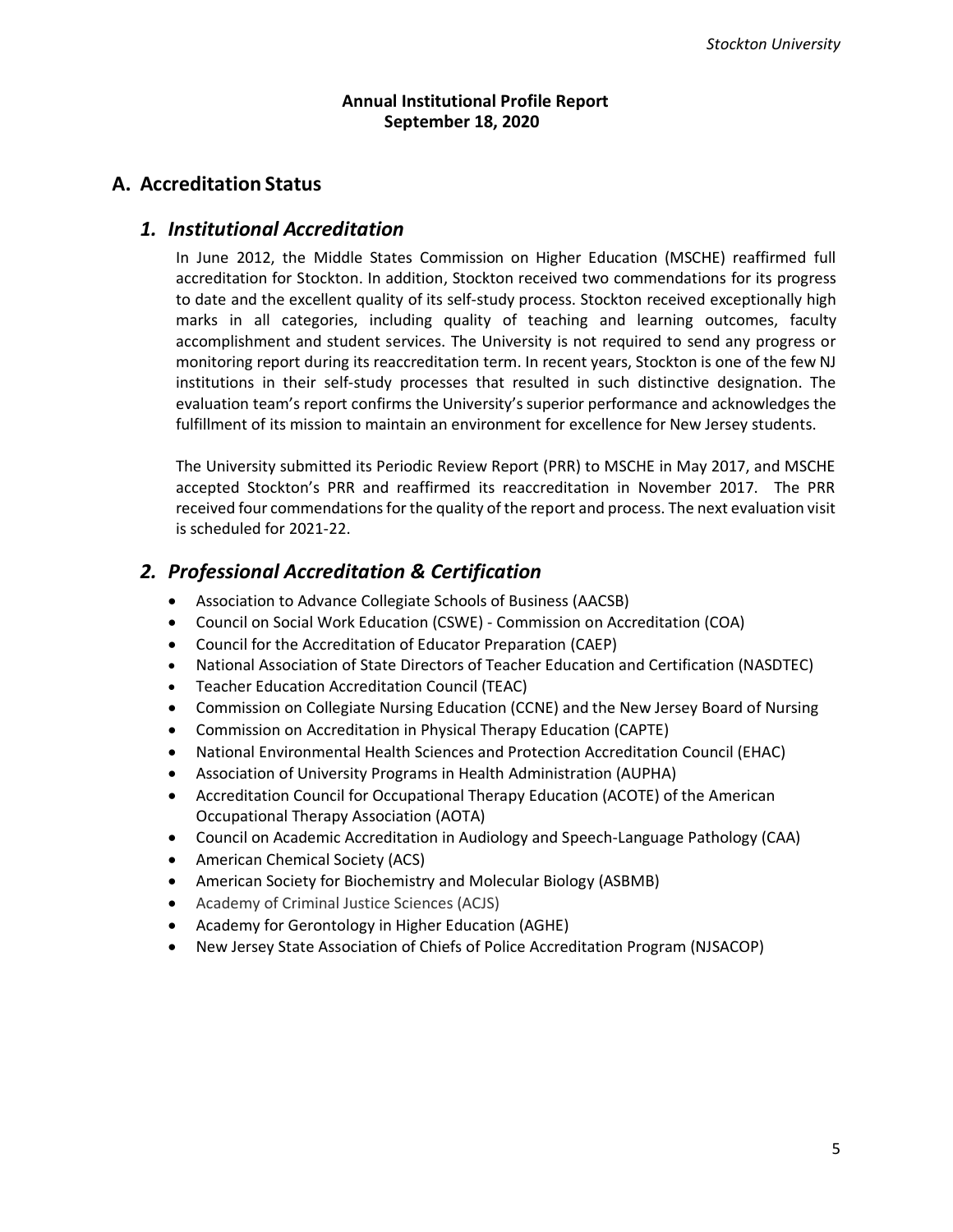**Annual Institutional Profile Report**
**September 18, 2020**

## A. Accreditation Status

### *1. Institutional Accreditation*

In June 2012, the Middle States Commission on Higher Education (MSCHE) reaffirmed full accreditation for Stockton. In addition, Stockton received two commendations for its progress to date and the excellent quality of its self-study process. Stockton received exceptionally high marks in all categories, including quality of teaching and learning outcomes, faculty accomplishment and student services. The University is not required to send any progress or monitoring report during its reaccreditation term. In recent years, Stockton is one of the few NJ institutions in their self-study processes that resulted in such distinctive designation. The evaluation team's report confirms the University's superior performance and acknowledges the fulfillment of its mission to maintain an environment for excellence for New Jersey students.

The University submitted its Periodic Review Report (PRR) to MSCHE in May 2017, and MSCHE accepted Stockton's PRR and reaffirmed its reaccreditation in November 2017. The PRR received four commendations for the quality of the report and process. The next evaluation visit is scheduled for 2021-22.

### *2. Professional Accreditation & Certification*

- Association to Advance Collegiate Schools of Business (AACSB)
- Council on Social Work Education (CSWE) - Commission on Accreditation (COA)
- Council for the Accreditation of Educator Preparation (CAEP)
- National Association of State Directors of Teacher Education and Certification (NASDTEC)
- Teacher Education Accreditation Council (TEAC)
- Commission on Collegiate Nursing Education (CCNE) and the New Jersey Board of Nursing
- Commission on Accreditation in Physical Therapy Education (CAPTE)
- National Environmental Health Sciences and Protection Accreditation Council (EHAC)
- Association of University Programs in Health Administration (AUPHA)
- Accreditation Council for Occupational Therapy Education (ACOTE) of the American Occupational Therapy Association (AOTA)
- Council on Academic Accreditation in Audiology and Speech-Language Pathology (CAA)
- American Chemical Society (ACS)
- American Society for Biochemistry and Molecular Biology (ASBMB)
- Academy of Criminal Justice Sciences (ACJS)
- Academy for Gerontology in Higher Education (AGHE)
- New Jersey State Association of Chiefs of Police Accreditation Program (NJSACOP)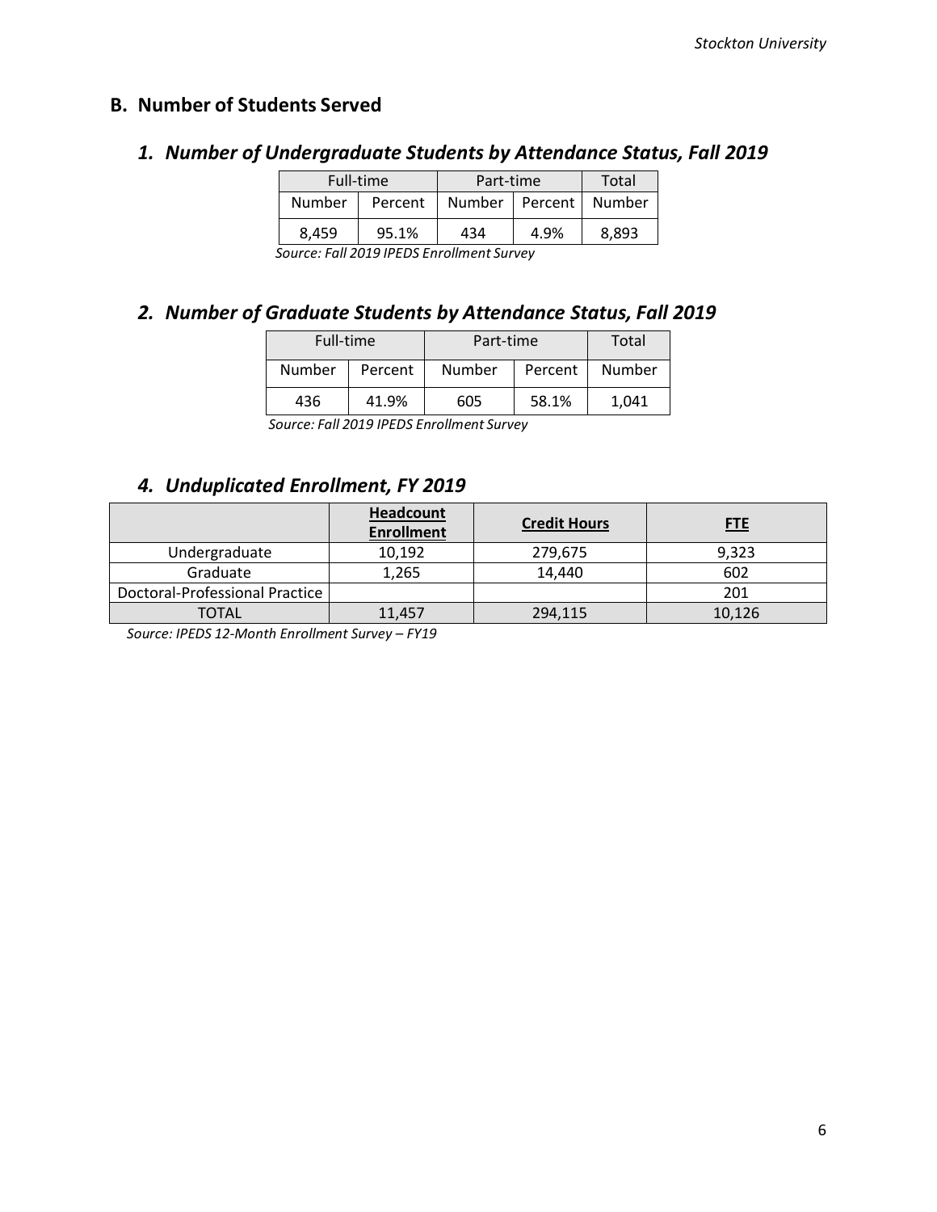## B. Number of Students Served

### *1. Number of Undergraduate Students by Attendance Status, Fall 2019*

| Full-time | | Part-time | | Total |
|---|---|---|---|---|
| Number | Percent | Number | Percent | Number |
| 8,459 | 95.1% | 434 | 4.9% | 8,893 |

*Source: Fall 2019 IPEDS Enrollment Survey*

### *2. Number of Graduate Students by Attendance Status, Fall 2019*

| Full-time | | Part-time | | Total |
|---|---|---|---|---|
| Number | Percent | Number | Percent | Number |
| 436 | 41.9% | 605 | 58.1% | 1,041 |

*Source: Fall 2019 IPEDS Enrollment Survey*

### *4. Unduplicated Enrollment, FY 2019*

| | Headcount Enrollment | Credit Hours | FTE |
|---|---|---|---|
| Undergraduate | 10,192 | 279,675 | 9,323 |
| Graduate | 1,265 | 14,440 | 602 |
| Doctoral-Professional Practice | | | 201 |
| TOTAL | 11,457 | 294,115 | 10,126 |

*Source: IPEDS 12-Month Enrollment Survey – FY19*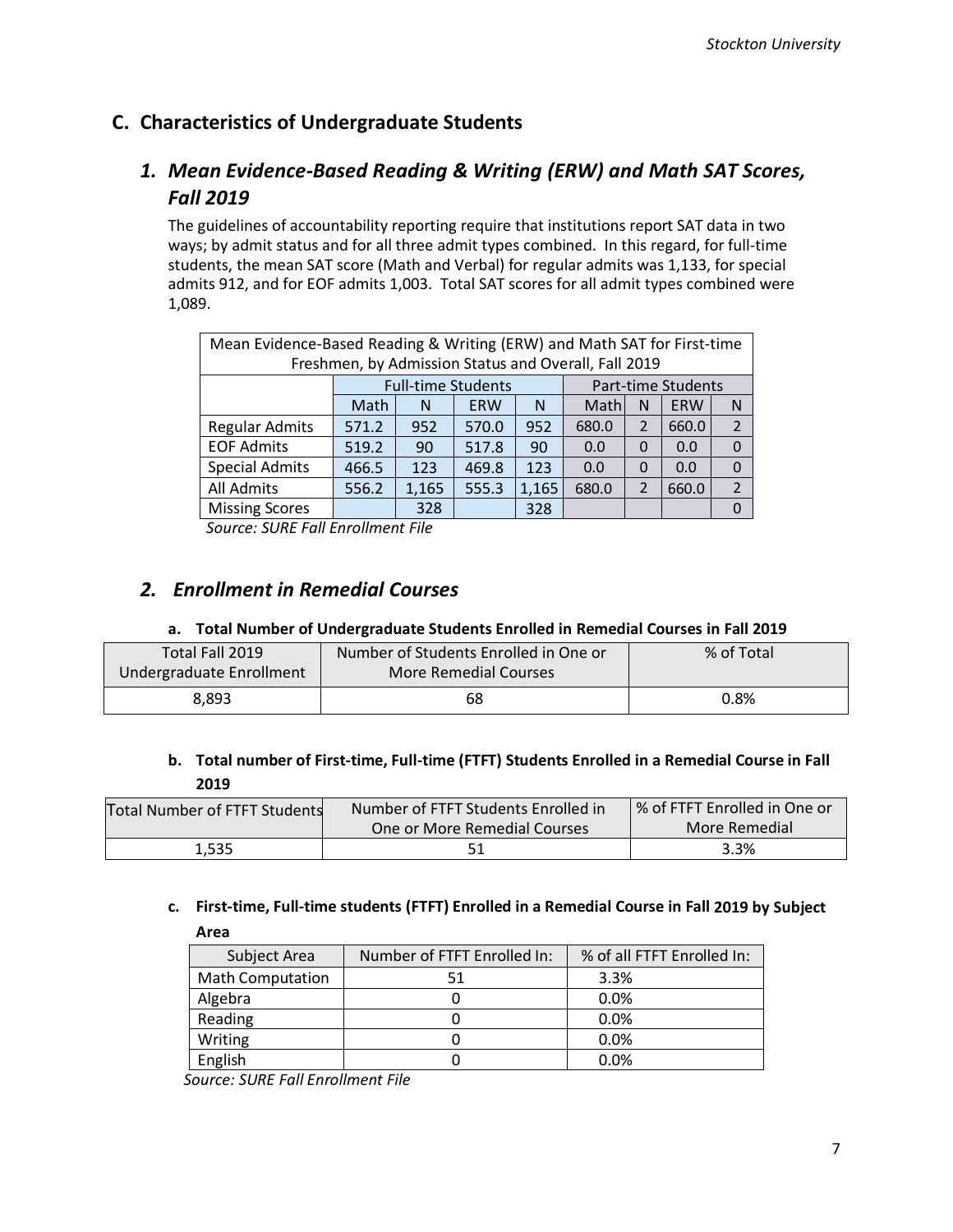## C. Characteristics of Undergraduate Students

### *1. Mean Evidence-Based Reading & Writing (ERW) and Math SAT Scores, Fall 2019*

The guidelines of accountability reporting require that institutions report SAT data in two ways; by admit status and for all three admit types combined. In this regard, for full-time students, the mean SAT score (Math and Verbal) for regular admits was 1,133, for special admits 912, and for EOF admits 1,003. Total SAT scores for all admit types combined were 1,089.

| Mean Evidence-Based Reading & Writing (ERW) and Math SAT for First-time Freshmen, by Admission Status and Overall, Fall 2019 | | | | | | | | |
|---|---|---|---|---|---|---|---|---|
| | Full-time Students | | | | Part-time Students | | | |
| | Math | N | ERW | N | Math | N | ERW | N |
| Regular Admits | 571.2 | 952 | 570.0 | 952 | 680.0 | 2 | 660.0 | 2 |
| EOF Admits | 519.2 | 90 | 517.8 | 90 | 0.0 | 0 | 0.0 | 0 |
| Special Admits | 466.5 | 123 | 469.8 | 123 | 0.0 | 0 | 0.0 | 0 |
| All Admits | 556.2 | 1,165 | 555.3 | 1,165 | 680.0 | 2 | 660.0 | 2 |
| Missing Scores | | 328 | | 328 | | | | 0 |

*Source: SURE Fall Enrollment File*

### *2. Enrollment in Remedial Courses*

#### a. Total Number of Undergraduate Students Enrolled in Remedial Courses in Fall 2019

| Total Fall 2019 Undergraduate Enrollment | Number of Students Enrolled in One or More Remedial Courses | % of Total |
|---|---|---|
| 8,893 | 68 | 0.8% |

#### b. Total number of First-time, Full-time (FTFT) Students Enrolled in a Remedial Course in Fall 2019

| Total Number of FTFT Students | Number of FTFT Students Enrolled in One or More Remedial Courses | % of FTFT Enrolled in One or More Remedial |
|---|---|---|
| 1,535 | 51 | 3.3% |

#### c. First-time, Full-time students (FTFT) Enrolled in a Remedial Course in Fall 2019 by Subject Area

| Subject Area | Number of FTFT Enrolled In: | % of all FTFT Enrolled In: |
|---|---|---|
| Math Computation | 51 | 3.3% |
| Algebra | 0 | 0.0% |
| Reading | 0 | 0.0% |
| Writing | 0 | 0.0% |
| English | 0 | 0.0% |

*Source: SURE Fall Enrollment File*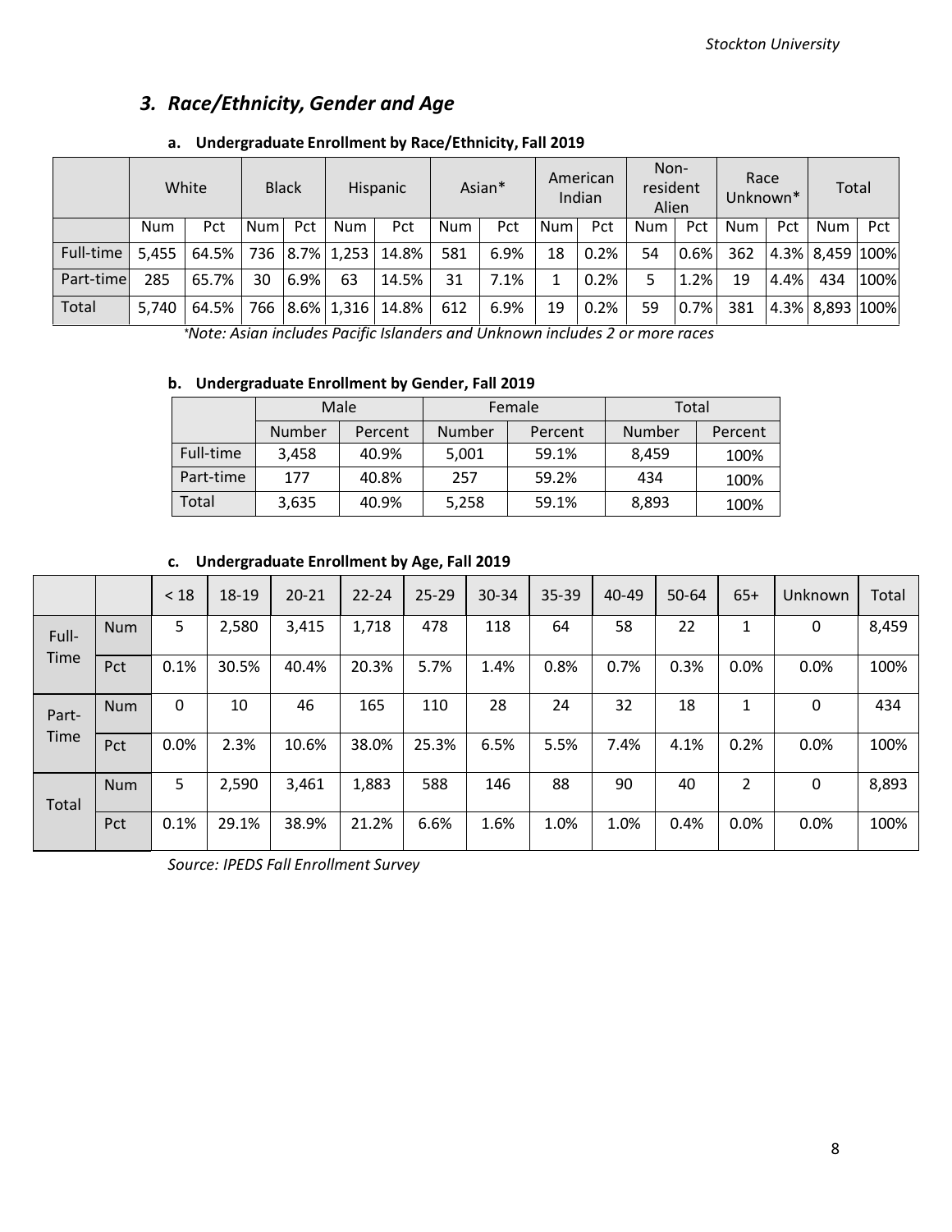## 3. Race/Ethnicity, Gender and Age

### a. Undergraduate Enrollment by Race/Ethnicity, Fall 2019

| | White | | Black | | Hispanic | | Asian* | | American Indian | | Non-resident Alien | | Race Unknown* | | Total | |
|---|---|---|---|---|---|---|---|---|---|---|---|---|---|---|---|---|
| | Num | Pct | Num | Pct | Num | Pct | Num | Pct | Num | Pct | Num | Pct | Num | Pct | Num | Pct |
| Full-time | 5,455 | 64.5% | 736 | 8.7% | 1,253 | 14.8% | 581 | 6.9% | 18 | 0.2% | 54 | 0.6% | 362 | 4.3% | 8,459 | 100% |
| Part-time | 285 | 65.7% | 30 | 6.9% | 63 | 14.5% | 31 | 7.1% | 1 | 0.2% | 5 | 1.2% | 19 | 4.4% | 434 | 100% |
| Total | 5,740 | 64.5% | 766 | 8.6% | 1,316 | 14.8% | 612 | 6.9% | 19 | 0.2% | 59 | 0.7% | 381 | 4.3% | 8,893 | 100% |

*Note: Asian includes Pacific Islanders and Unknown includes 2 or more races*

### b. Undergraduate Enrollment by Gender, Fall 2019

| | Male | | Female | | Total | |
|---|---|---|---|---|---|---|
| | Number | Percent | Number | Percent | Number | Percent |
| Full-time | 3,458 | 40.9% | 5,001 | 59.1% | 8,459 | 100% |
| Part-time | 177 | 40.8% | 257 | 59.2% | 434 | 100% |
| Total | 3,635 | 40.9% | 5,258 | 59.1% | 8,893 | 100% |

### c. Undergraduate Enrollment by Age, Fall 2019

| | | < 18 | 18-19 | 20-21 | 22-24 | 25-29 | 30-34 | 35-39 | 40-49 | 50-64 | 65+ | Unknown | Total |
|---|---|---|---|---|---|---|---|---|---|---|---|---|---|
| Full-Time | Num | 5 | 2,580 | 3,415 | 1,718 | 478 | 118 | 64 | 58 | 22 | 1 | 0 | 8,459 |
| | Pct | 0.1% | 30.5% | 40.4% | 20.3% | 5.7% | 1.4% | 0.8% | 0.7% | 0.3% | 0.0% | 0.0% | 100% |
| Part-Time | Num | 0 | 10 | 46 | 165 | 110 | 28 | 24 | 32 | 18 | 1 | 0 | 434 |
| | Pct | 0.0% | 2.3% | 10.6% | 38.0% | 25.3% | 6.5% | 5.5% | 7.4% | 4.1% | 0.2% | 0.0% | 100% |
| Total | Num | 5 | 2,590 | 3,461 | 1,883 | 588 | 146 | 88 | 90 | 40 | 2 | 0 | 8,893 |
| | Pct | 0.1% | 29.1% | 38.9% | 21.2% | 6.6% | 1.6% | 1.0% | 1.0% | 0.4% | 0.0% | 0.0% | 100% |

*Source: IPEDS Fall Enrollment Survey*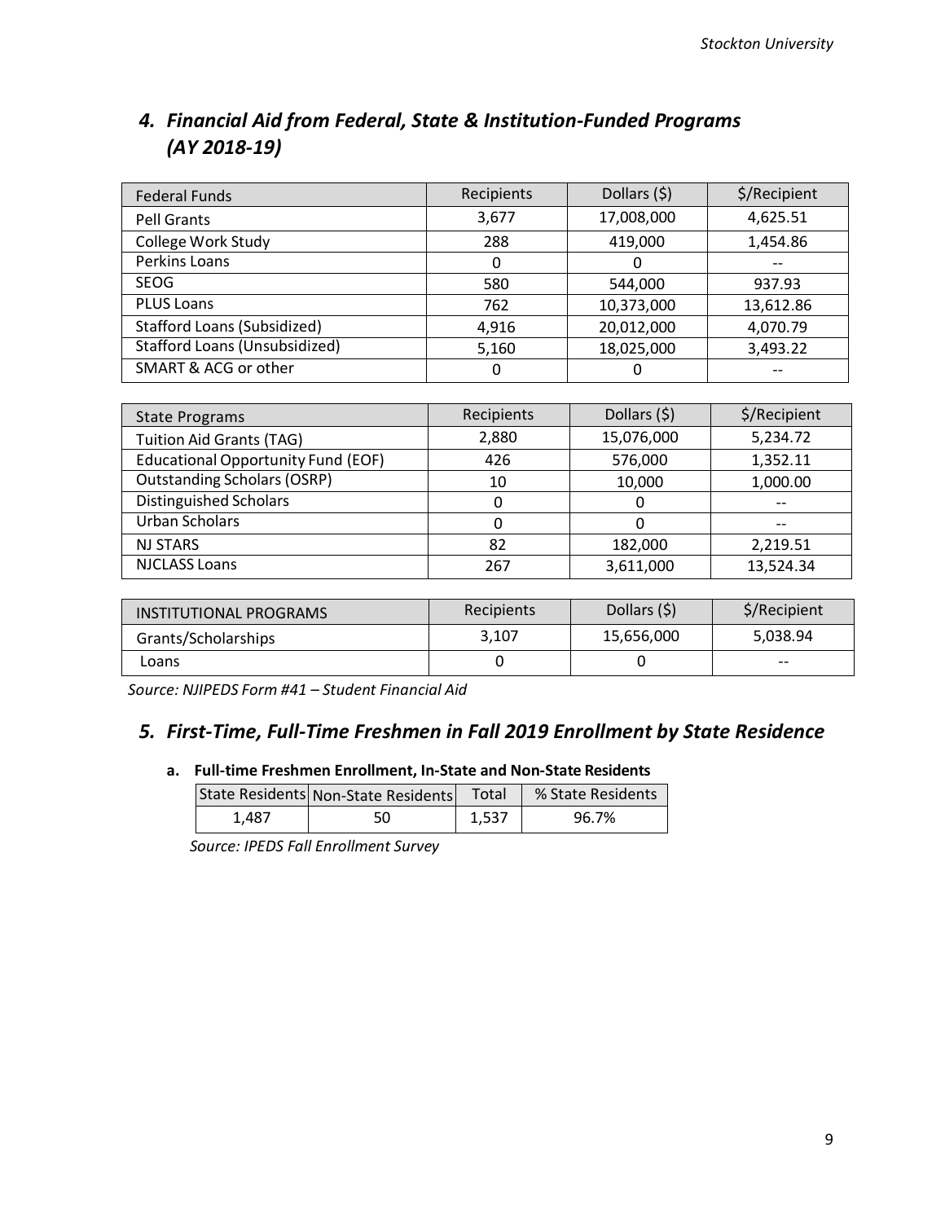## 4. Financial Aid from Federal, State & Institution-Funded Programs (AY 2018-19)

| Federal Funds | Recipients | Dollars ($) | $/Recipient |
|---|---|---|---|
| Pell Grants | 3,677 | 17,008,000 | 4,625.51 |
| College Work Study | 288 | 419,000 | 1,454.86 |
| Perkins Loans | 0 | 0 | -- |
| SEOG | 580 | 544,000 | 937.93 |
| PLUS Loans | 762 | 10,373,000 | 13,612.86 |
| Stafford Loans (Subsidized) | 4,916 | 20,012,000 | 4,070.79 |
| Stafford Loans (Unsubsidized) | 5,160 | 18,025,000 | 3,493.22 |
| SMART & ACG or other | 0 | 0 | -- |

| State Programs | Recipients | Dollars ($) | $/Recipient |
|---|---|---|---|
| Tuition Aid Grants (TAG) | 2,880 | 15,076,000 | 5,234.72 |
| Educational Opportunity Fund (EOF) | 426 | 576,000 | 1,352.11 |
| Outstanding Scholars (OSRP) | 10 | 10,000 | 1,000.00 |
| Distinguished Scholars | 0 | 0 | -- |
| Urban Scholars | 0 | 0 | -- |
| NJ STARS | 82 | 182,000 | 2,219.51 |
| NJCLASS Loans | 267 | 3,611,000 | 13,524.34 |

| INSTITUTIONAL PROGRAMS | Recipients | Dollars ($) | $/Recipient |
|---|---|---|---|
| Grants/Scholarships | 3,107 | 15,656,000 | 5,038.94 |
| Loans | 0 | 0 | -- |

*Source: NJIPEDS Form #41 – Student Financial Aid*

## 5. First-Time, Full-Time Freshmen in Fall 2019 Enrollment by State Residence

### a. Full-time Freshmen Enrollment, In-State and Non-State Residents

| State Residents | Non-State Residents | Total | % State Residents |
|---|---|---|---|
| 1,487 | 50 | 1,537 | 96.7% |

*Source: IPEDS Fall Enrollment Survey*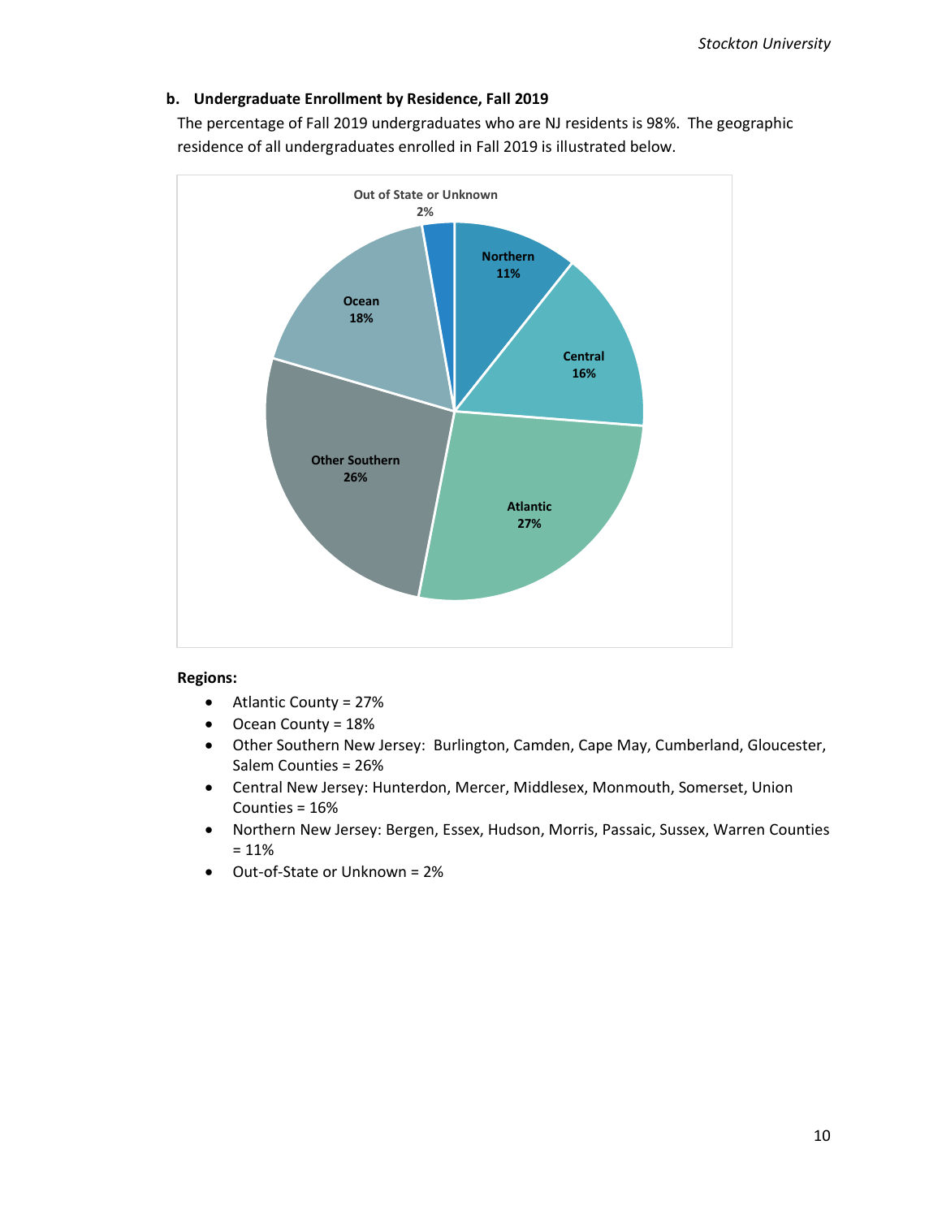### b. Undergraduate Enrollment by Residence, Fall 2019

The percentage of Fall 2019 undergraduates who are NJ residents is 98%. The geographic residence of all undergraduates enrolled in Fall 2019 is illustrated below.

**Regions:**

- Atlantic County = 27%
- Ocean County = 18%
- Other Southern New Jersey: Burlington, Camden, Cape May, Cumberland, Gloucester, Salem Counties = 26%
- Central New Jersey: Hunterdon, Mercer, Middlesex, Monmouth, Somerset, Union Counties = 16%
- Northern New Jersey: Bergen, Essex, Hudson, Morris, Passaic, Sussex, Warren Counties = 11%
- Out-of-State or Unknown = 2%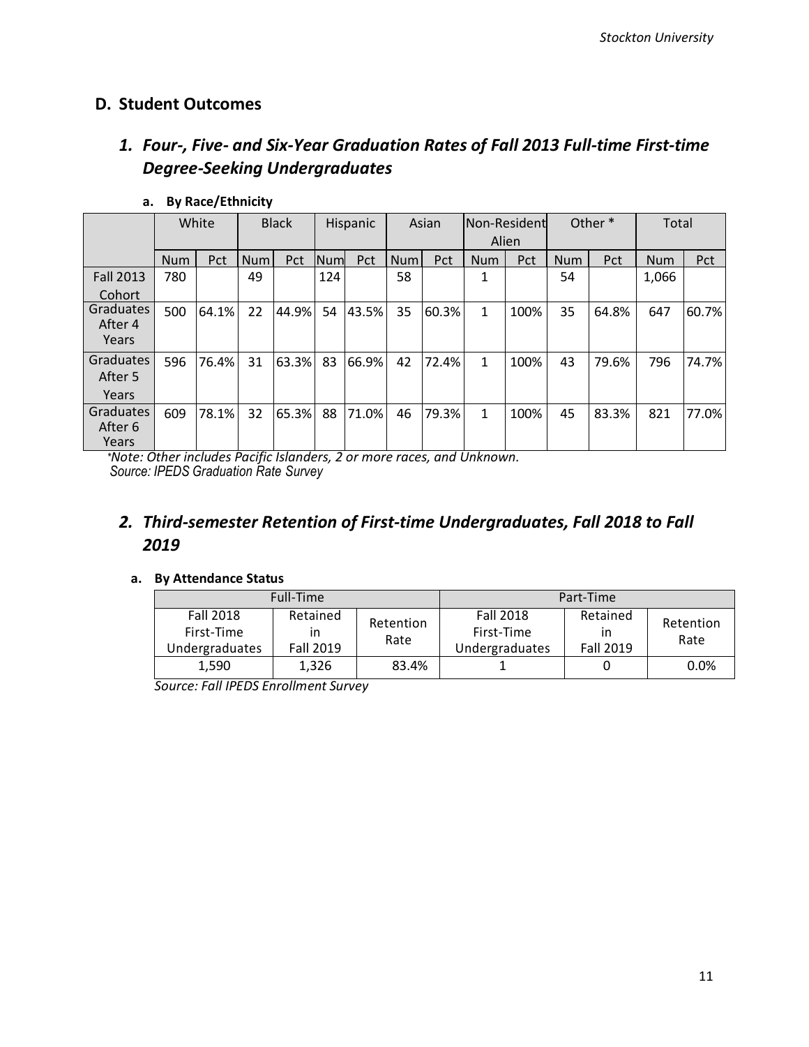## D. Student Outcomes

### *1. Four-, Five- and Six-Year Graduation Rates of Fall 2013 Full-time First-time Degree-Seeking Undergraduates*

**a. By Race/Ethnicity**

| | White | | Black | | Hispanic | | Asian | | Non-Resident Alien | | Other * | | Total | |
|---|---|---|---|---|---|---|---|---|---|---|---|---|---|---|
| | Num | Pct | Num | Pct | Num | Pct | Num | Pct | Num | Pct | Num | Pct | Num | Pct |
| Fall 2013 Cohort | 780 | | 49 | | 124 | | 58 | | 1 | | 54 | | 1,066 | |
| Graduates After 4 Years | 500 | 64.1% | 22 | 44.9% | 54 | 43.5% | 35 | 60.3% | 1 | 100% | 35 | 64.8% | 647 | 60.7% |
| Graduates After 5 Years | 596 | 76.4% | 31 | 63.3% | 83 | 66.9% | 42 | 72.4% | 1 | 100% | 43 | 79.6% | 796 | 74.7% |
| Graduates After 6 Years | 609 | 78.1% | 32 | 65.3% | 88 | 71.0% | 46 | 79.3% | 1 | 100% | 45 | 83.3% | 821 | 77.0% |

*\*Note: Other includes Pacific Islanders, 2 or more races, and Unknown.*
*Source: IPEDS Graduation Rate Survey*

### *2. Third-semester Retention of First-time Undergraduates, Fall 2018 to Fall 2019*

**a. By Attendance Status**

| Full-Time | | | Part-Time | | |
|---|---|---|---|---|---|
| Fall 2018 First-Time Undergraduates | Retained in Fall 2019 | Retention Rate | Fall 2018 First-Time Undergraduates | Retained in Fall 2019 | Retention Rate |
| 1,590 | 1,326 | 83.4% | 1 | 0 | 0.0% |

*Source: Fall IPEDS Enrollment Survey*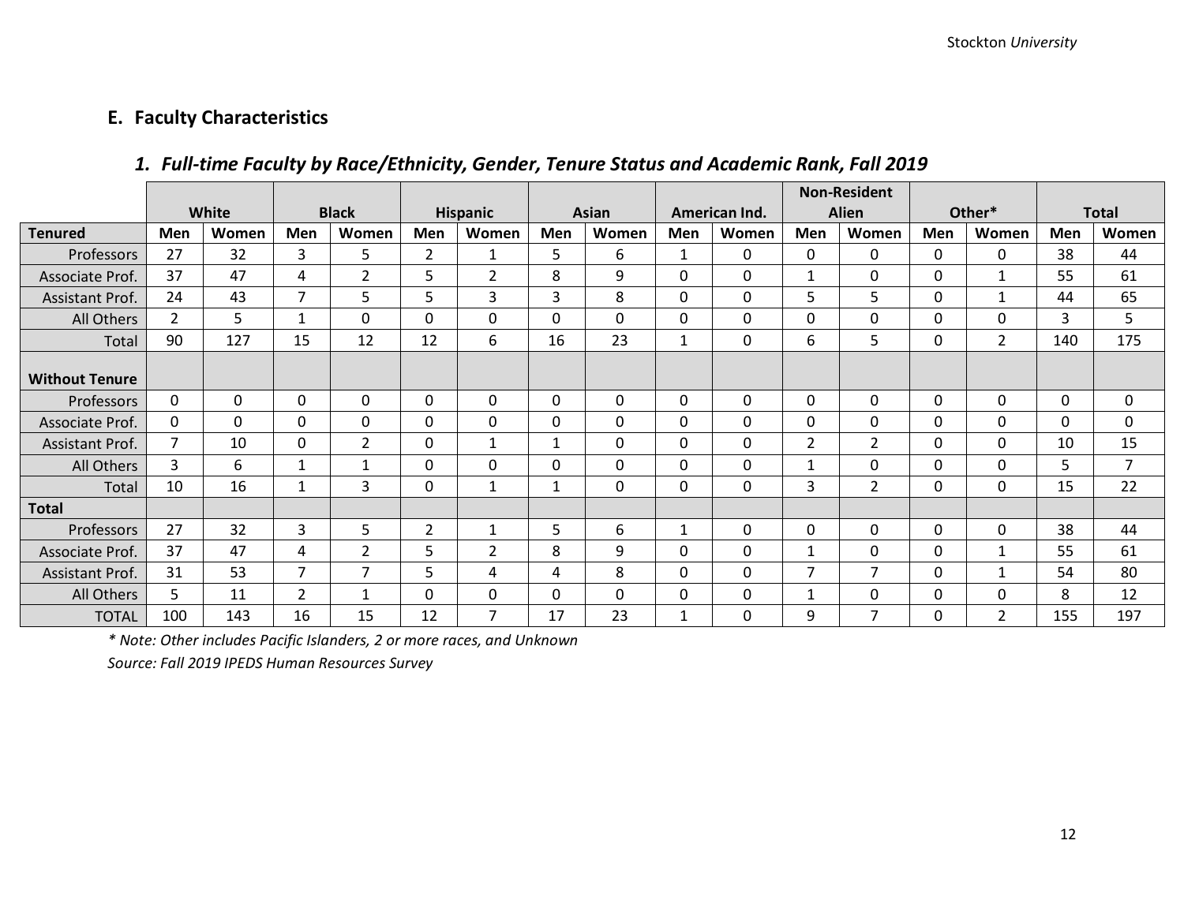## E. Faculty Characteristics

### *1. Full-time Faculty by Race/Ethnicity, Gender, Tenure Status and Academic Rank, Fall 2019*

| | White | | Black | | Hispanic | | Asian | | American Ind. | | Non-Resident Alien | | Other* | | Total | |
|---|---|---|---|---|---|---|---|---|---|---|---|---|---|---|---|---|
| **Tenured** | **Men** | **Women** | **Men** | **Women** | **Men** | **Women** | **Men** | **Women** | **Men** | **Women** | **Men** | **Women** | **Men** | **Women** | **Men** | **Women** |
| Professors | 27 | 32 | 3 | 5 | 2 | 1 | 5 | 6 | 1 | 0 | 0 | 0 | 0 | 0 | 38 | 44 |
| Associate Prof. | 37 | 47 | 4 | 2 | 5 | 2 | 8 | 9 | 0 | 0 | 1 | 0 | 0 | 1 | 55 | 61 |
| Assistant Prof. | 24 | 43 | 7 | 5 | 5 | 3 | 3 | 8 | 0 | 0 | 5 | 5 | 0 | 1 | 44 | 65 |
| All Others | 2 | 5 | 1 | 0 | 0 | 0 | 0 | 0 | 0 | 0 | 0 | 0 | 0 | 0 | 3 | 5 |
| Total | 90 | 127 | 15 | 12 | 12 | 6 | 16 | 23 | 1 | 0 | 6 | 5 | 0 | 2 | 140 | 175 |
| **Without Tenure** | | | | | | | | | | | | | | | | |
| Professors | 0 | 0 | 0 | 0 | 0 | 0 | 0 | 0 | 0 | 0 | 0 | 0 | 0 | 0 | 0 | 0 |
| Associate Prof. | 0 | 0 | 0 | 0 | 0 | 0 | 0 | 0 | 0 | 0 | 0 | 0 | 0 | 0 | 0 | 0 |
| Assistant Prof. | 7 | 10 | 0 | 2 | 0 | 1 | 1 | 0 | 0 | 0 | 2 | 2 | 0 | 0 | 10 | 15 |
| All Others | 3 | 6 | 1 | 1 | 0 | 0 | 0 | 0 | 0 | 0 | 1 | 0 | 0 | 0 | 5 | 7 |
| Total | 10 | 16 | 1 | 3 | 0 | 1 | 1 | 0 | 0 | 0 | 3 | 2 | 0 | 0 | 15 | 22 |
| **Total** | | | | | | | | | | | | | | | | |
| Professors | 27 | 32 | 3 | 5 | 2 | 1 | 5 | 6 | 1 | 0 | 0 | 0 | 0 | 0 | 38 | 44 |
| Associate Prof. | 37 | 47 | 4 | 2 | 5 | 2 | 8 | 9 | 0 | 0 | 1 | 0 | 0 | 1 | 55 | 61 |
| Assistant Prof. | 31 | 53 | 7 | 7 | 5 | 4 | 4 | 8 | 0 | 0 | 7 | 7 | 0 | 1 | 54 | 80 |
| All Others | 5 | 11 | 2 | 1 | 0 | 0 | 0 | 0 | 0 | 0 | 1 | 0 | 0 | 0 | 8 | 12 |
| TOTAL | 100 | 143 | 16 | 15 | 12 | 7 | 17 | 23 | 1 | 0 | 9 | 7 | 0 | 2 | 155 | 197 |

*\* Note: Other includes Pacific Islanders, 2 or more races, and Unknown*

*Source: Fall 2019 IPEDS Human Resources Survey*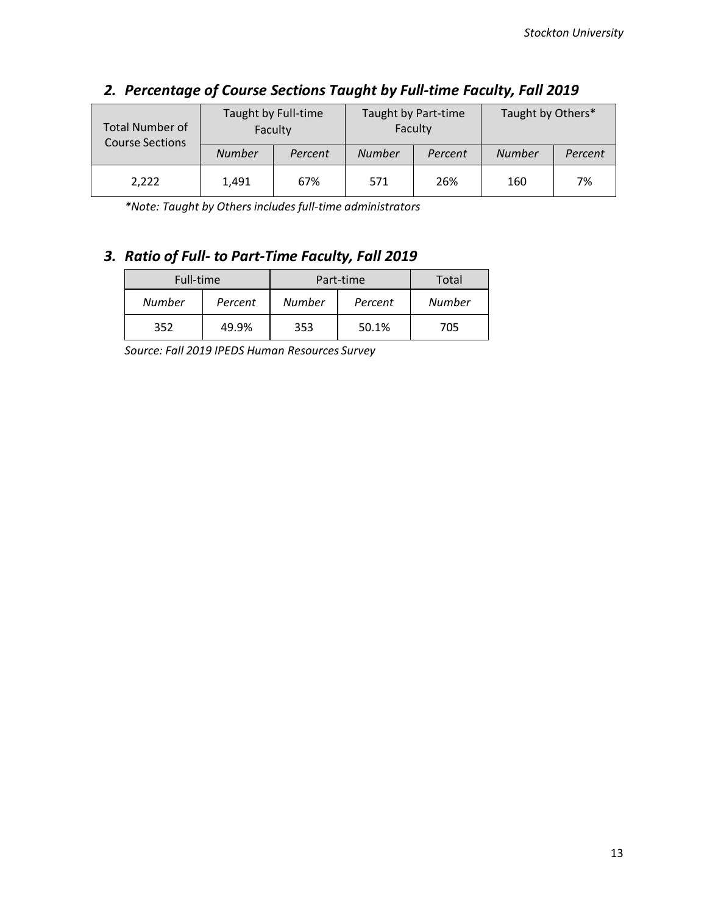## 2. Percentage of Course Sections Taught by Full-time Faculty, Fall 2019

| Total Number of Course Sections | Taught by Full-time Faculty | | Taught by Part-time Faculty | | Taught by Others* | |
|---|---|---|---|---|---|---|
| | *Number* | *Percent* | *Number* | *Percent* | *Number* | *Percent* |
| 2,222 | 1,491 | 67% | 571 | 26% | 160 | 7% |

*\*Note: Taught by Others includes full-time administrators*

## 3. Ratio of Full- to Part-Time Faculty, Fall 2019

| Full-time | | Part-time | | Total |
|---|---|---|---|---|
| *Number* | *Percent* | *Number* | *Percent* | *Number* |
| 352 | 49.9% | 353 | 50.1% | 705 |

*Source: Fall 2019 IPEDS Human Resources Survey*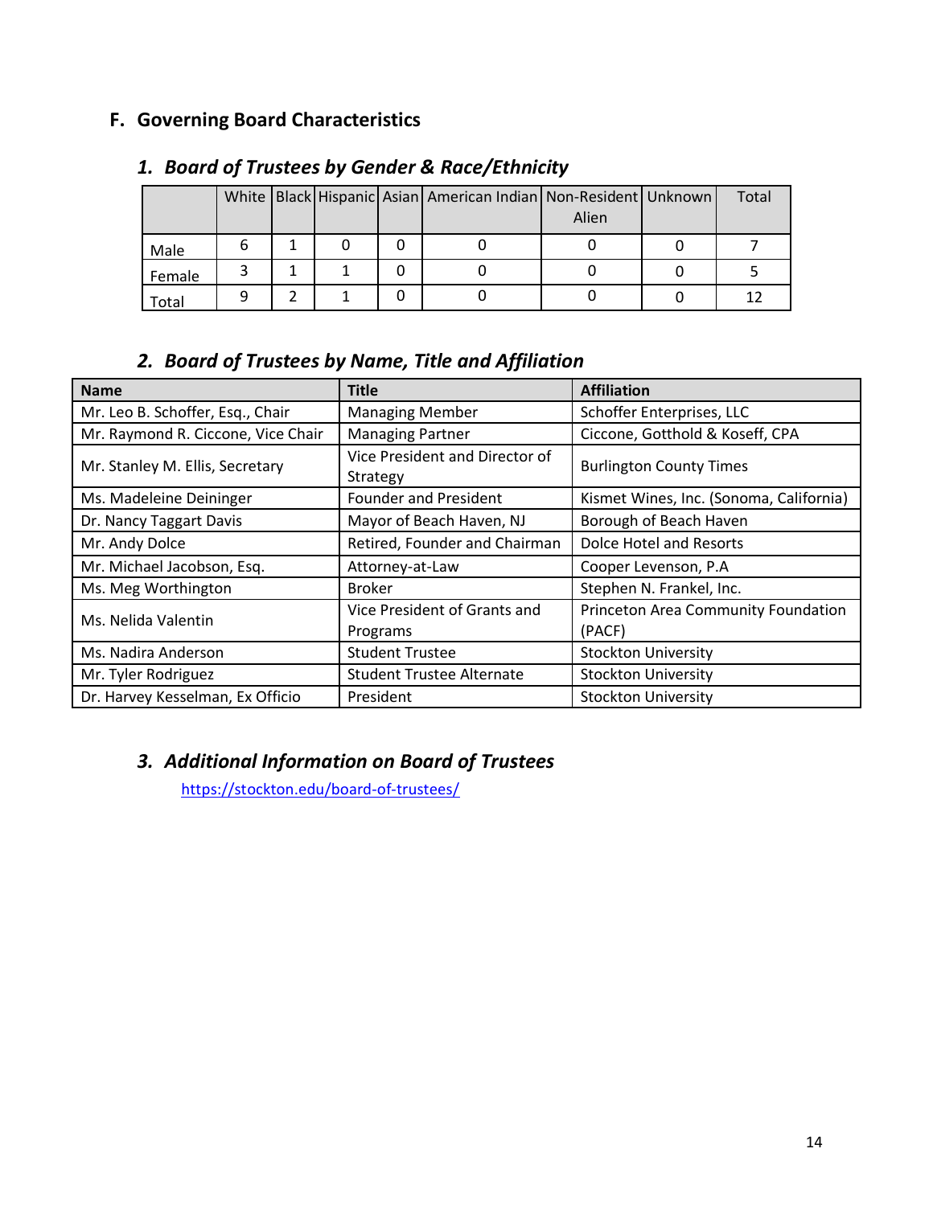## F. Governing Board Characteristics

### *1. Board of Trustees by Gender & Race/Ethnicity*

| | White | Black | Hispanic | Asian | American Indian | Non-Resident Alien | Unknown | Total |
|---|---|---|---|---|---|---|---|---|
| Male | 6 | 1 | 0 | 0 | 0 | 0 | 0 | 7 |
| Female | 3 | 1 | 1 | 0 | 0 | 0 | 0 | 5 |
| Total | 9 | 2 | 1 | 0 | 0 | 0 | 0 | 12 |

### *2. Board of Trustees by Name, Title and Affiliation*

| Name | Title | Affiliation |
|---|---|---|
| Mr. Leo B. Schoffer, Esq., Chair | Managing Member | Schoffer Enterprises, LLC |
| Mr. Raymond R. Ciccone, Vice Chair | Managing Partner | Ciccone, Gotthold & Koseff, CPA |
| Mr. Stanley M. Ellis, Secretary | Vice President and Director of Strategy | Burlington County Times |
| Ms. Madeleine Deininger | Founder and President | Kismet Wines, Inc. (Sonoma, California) |
| Dr. Nancy Taggart Davis | Mayor of Beach Haven, NJ | Borough of Beach Haven |
| Mr. Andy Dolce | Retired, Founder and Chairman | Dolce Hotel and Resorts |
| Mr. Michael Jacobson, Esq. | Attorney-at-Law | Cooper Levenson, P.A |
| Ms. Meg Worthington | Broker | Stephen N. Frankel, Inc. |
| Ms. Nelida Valentin | Vice President of Grants and Programs | Princeton Area Community Foundation (PACF) |
| Ms. Nadira Anderson | Student Trustee | Stockton University |
| Mr. Tyler Rodriguez | Student Trustee Alternate | Stockton University |
| Dr. Harvey Kesselman, Ex Officio | President | Stockton University |

### *3. Additional Information on Board of Trustees*

https://stockton.edu/board-of-trustees/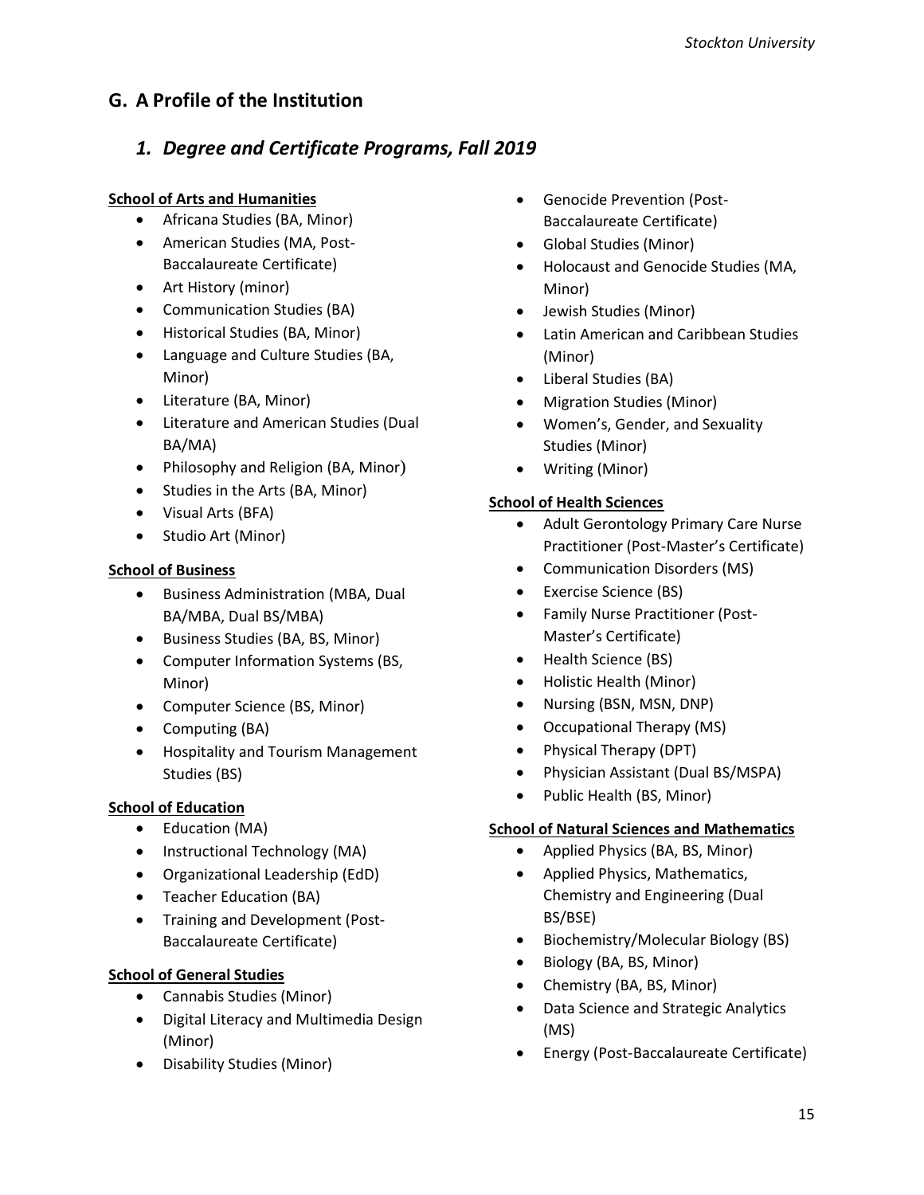## G. A Profile of the Institution

### *1. Degree and Certificate Programs, Fall 2019*

**School of Arts and Humanities**

- Africana Studies (BA, Minor)
- American Studies (MA, Post-Baccalaureate Certificate)
- Art History (minor)
- Communication Studies (BA)
- Historical Studies (BA, Minor)
- Language and Culture Studies (BA, Minor)
- Literature (BA, Minor)
- Literature and American Studies (Dual BA/MA)
- Philosophy and Religion (BA, Minor)
- Studies in the Arts (BA, Minor)
- Visual Arts (BFA)
- Studio Art (Minor)

**School of Business**

- Business Administration (MBA, Dual BA/MBA, Dual BS/MBA)
- Business Studies (BA, BS, Minor)
- Computer Information Systems (BS, Minor)
- Computer Science (BS, Minor)
- Computing (BA)
- Hospitality and Tourism Management Studies (BS)

**School of Education**

- Education (MA)
- Instructional Technology (MA)
- Organizational Leadership (EdD)
- Teacher Education (BA)
- Training and Development (Post-Baccalaureate Certificate)

**School of General Studies**

- Cannabis Studies (Minor)
- Digital Literacy and Multimedia Design (Minor)
- Disability Studies (Minor)
- Genocide Prevention (Post-Baccalaureate Certificate)
- Global Studies (Minor)
- Holocaust and Genocide Studies (MA, Minor)
- Jewish Studies (Minor)
- Latin American and Caribbean Studies (Minor)
- Liberal Studies (BA)
- Migration Studies (Minor)
- Women's, Gender, and Sexuality Studies (Minor)
- Writing (Minor)

**School of Health Sciences**

- Adult Gerontology Primary Care Nurse Practitioner (Post-Master's Certificate)
- Communication Disorders (MS)
- Exercise Science (BS)
- Family Nurse Practitioner (Post-Master's Certificate)
- Health Science (BS)
- Holistic Health (Minor)
- Nursing (BSN, MSN, DNP)
- Occupational Therapy (MS)
- Physical Therapy (DPT)
- Physician Assistant (Dual BS/MSPA)
- Public Health (BS, Minor)

**School of Natural Sciences and Mathematics**

- Applied Physics (BA, BS, Minor)
- Applied Physics, Mathematics, Chemistry and Engineering (Dual BS/BSE)
- Biochemistry/Molecular Biology (BS)
- Biology (BA, BS, Minor)
- Chemistry (BA, BS, Minor)
- Data Science and Strategic Analytics (MS)
- Energy (Post-Baccalaureate Certificate)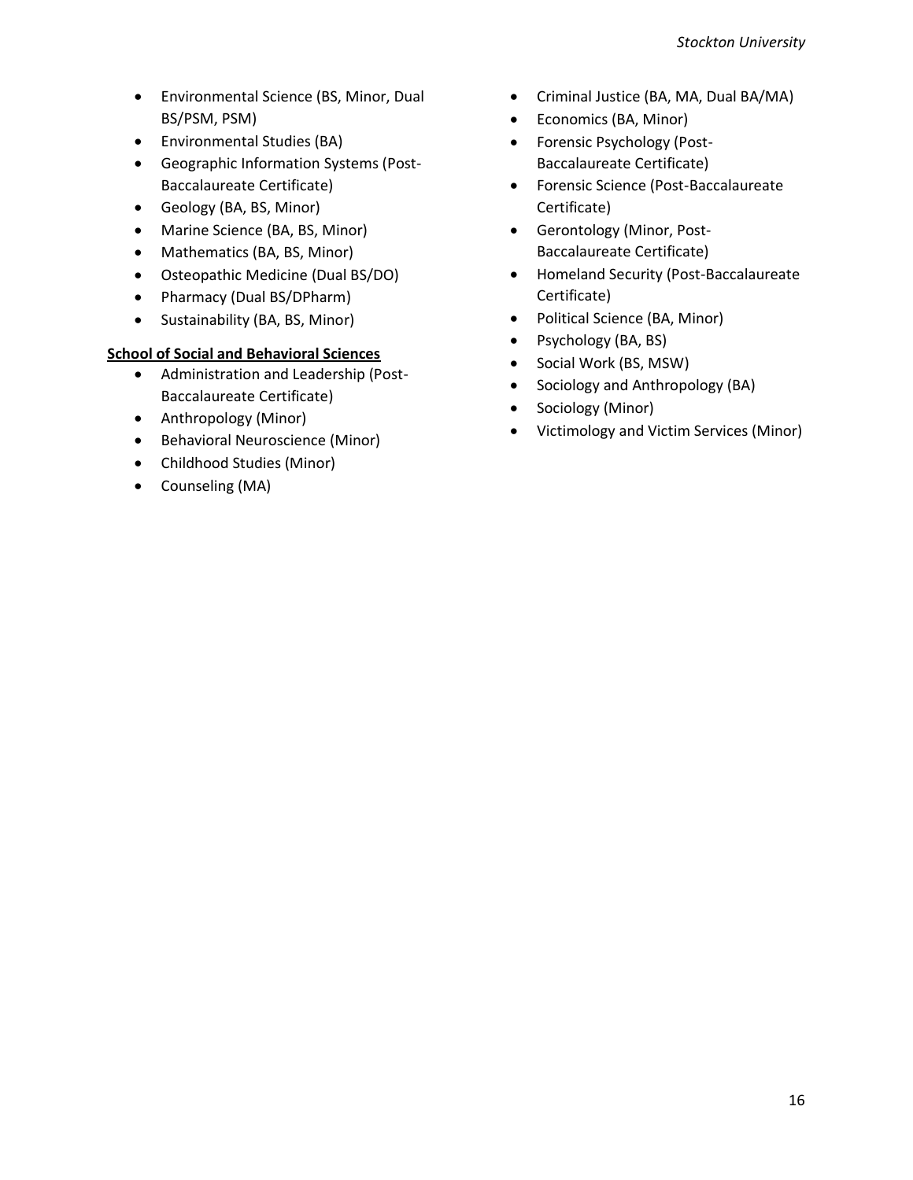- Environmental Science (BS, Minor, Dual BS/PSM, PSM)
- Environmental Studies (BA)
- Geographic Information Systems (Post-Baccalaureate Certificate)
- Geology (BA, BS, Minor)
- Marine Science (BA, BS, Minor)
- Mathematics (BA, BS, Minor)
- Osteopathic Medicine (Dual BS/DO)
- Pharmacy (Dual BS/DPharm)
- Sustainability (BA, BS, Minor)

**School of Social and Behavioral Sciences**

- Administration and Leadership (Post-Baccalaureate Certificate)
- Anthropology (Minor)
- Behavioral Neuroscience (Minor)
- Childhood Studies (Minor)
- Counseling (MA)
- Criminal Justice (BA, MA, Dual BA/MA)
- Economics (BA, Minor)
- Forensic Psychology (Post-Baccalaureate Certificate)
- Forensic Science (Post-Baccalaureate Certificate)
- Gerontology (Minor, Post-Baccalaureate Certificate)
- Homeland Security (Post-Baccalaureate Certificate)
- Political Science (BA, Minor)
- Psychology (BA, BS)
- Social Work (BS, MSW)
- Sociology and Anthropology (BA)
- Sociology (Minor)
- Victimology and Victim Services (Minor)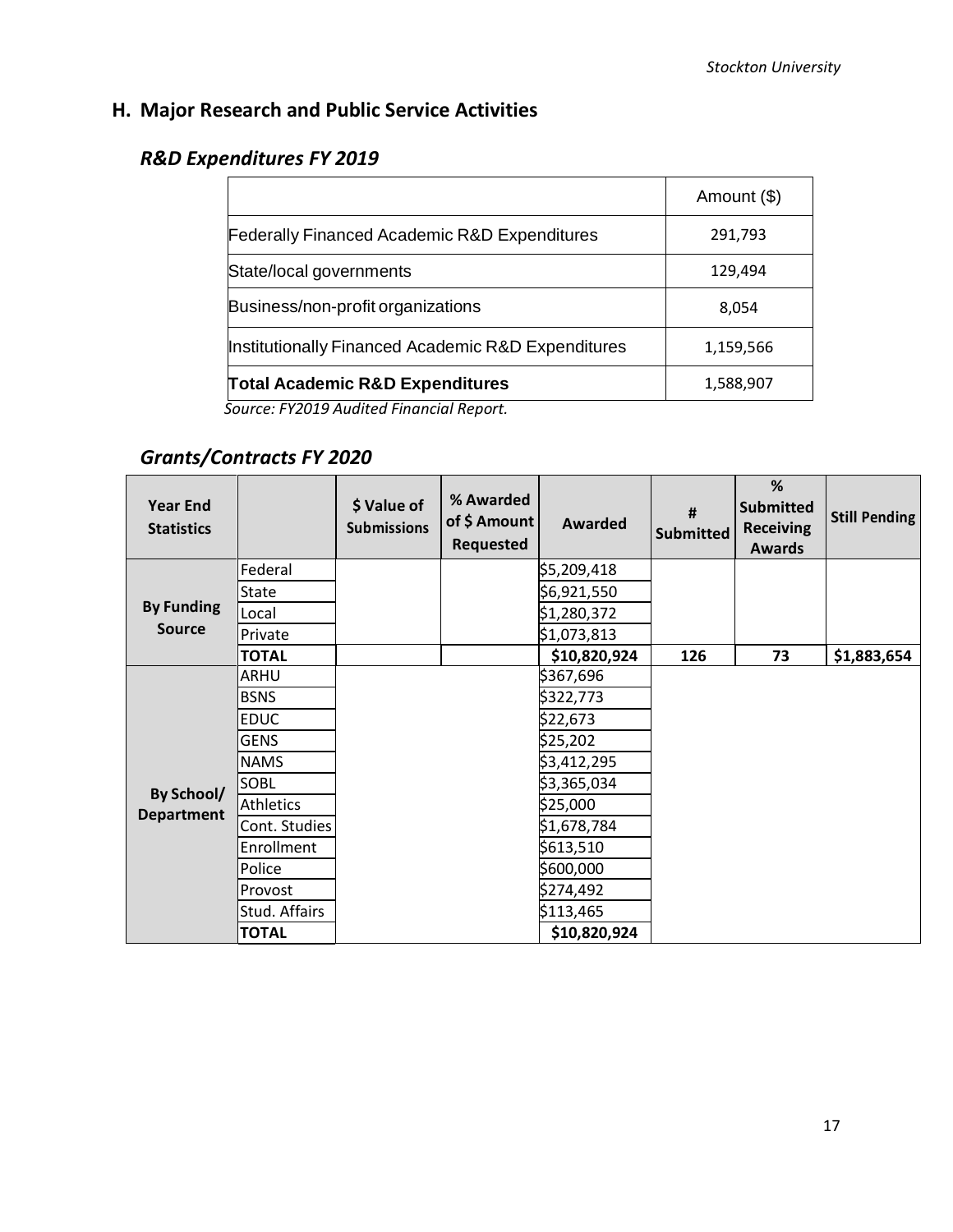## H. Major Research and Public Service Activities

### *R&D Expenditures FY 2019*

| | Amount ($) |
|---|---|
| Federally Financed Academic R&D Expenditures | 291,793 |
| State/local governments | 129,494 |
| Business/non-profit organizations | 8,054 |
| Institutionally Financed Academic R&D Expenditures | 1,159,566 |
| **Total Academic R&D Expenditures** | 1,588,907 |

*Source: FY2019 Audited Financial Report.*

### *Grants/Contracts FY 2020*

| Year End Statistics | | $ Value of Submissions | % Awarded of $ Amount Requested | Awarded | # Submitted | % Submitted Receiving Awards | Still Pending |
|---|---|---|---|---|---|---|---|
| **By Funding Source** | Federal | | | $5,209,418 | | | |
| | State | | | $6,921,550 | | | |
| | Local | | | $1,280,372 | | | |
| | Private | | | $1,073,813 | | | |
| | **TOTAL** | | | **$10,820,924** | **126** | **73** | **$1,883,654** |
| **By School/ Department** | ARHU | | | $367,696 | | | |
| | BSNS | | | $322,773 | | | |
| | EDUC | | | $22,673 | | | |
| | GENS | | | $25,202 | | | |
| | NAMS | | | $3,412,295 | | | |
| | SOBL | | | $3,365,034 | | | |
| | Athletics | | | $25,000 | | | |
| | Cont. Studies | | | $1,678,784 | | | |
| | Enrollment | | | $613,510 | | | |
| | Police | | | $600,000 | | | |
| | Provost | | | $274,492 | | | |
| | Stud. Affairs | | | $113,465 | | | |
| | **TOTAL** | | | **$10,820,924** | | | |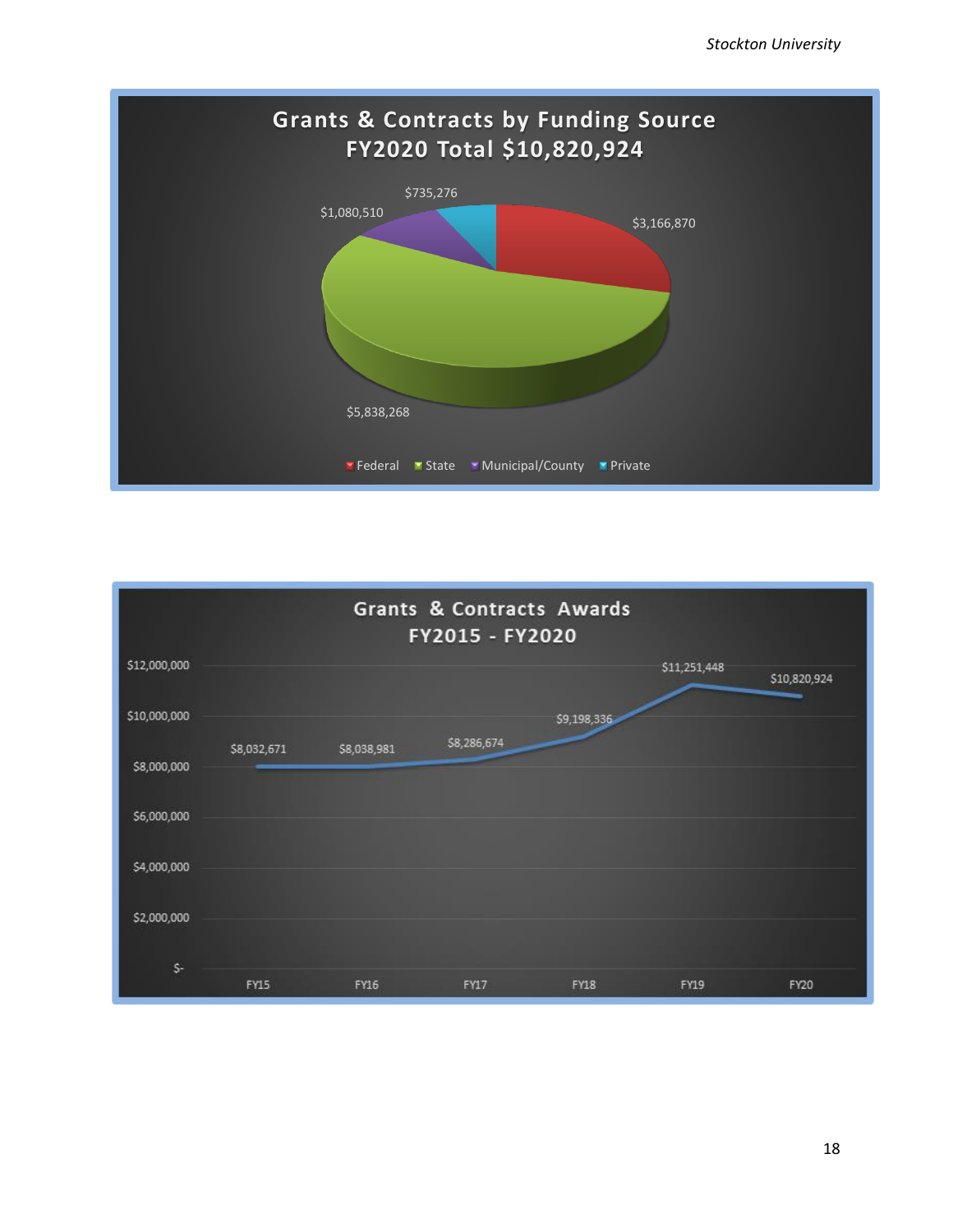## Grants & Contracts by Funding Source
### FY2020 Total $10,820,924

| Funding Source | Amount |
|---|---|
| Federal | $3,166,870 |
| State | $5,838,268 |
| Municipal/County | $1,080,510 |
| Private | $735,276 |

## Grants & Contracts Awards
### FY2015 - FY2020

| Fiscal Year | Award Amount |
|---|---|
| FY15 | $8,032,671 |
| FY16 | $8,038,981 |
| FY17 | $8,286,674 |
| FY18 | $9,198,336 |
| FY19 | $11,251,448 |
| FY20 | $10,820,924 |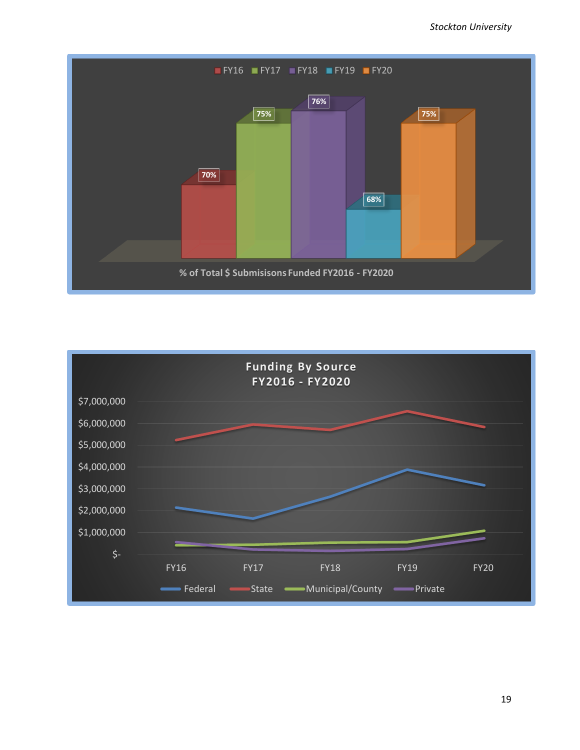FY16 FY17 FY18 FY19 FY20

70% 75% 76% 68% 75%

% of Total $ Submisisons Funded FY2016 - FY2020

**Funding By Source FY2016 - FY2020**

$7,000,000
$6,000,000
$5,000,000
$4,000,000
$3,000,000
$2,000,000
$1,000,000
$-

FY16 FY17 FY18 FY19 FY20

Federal State Municipal/County Private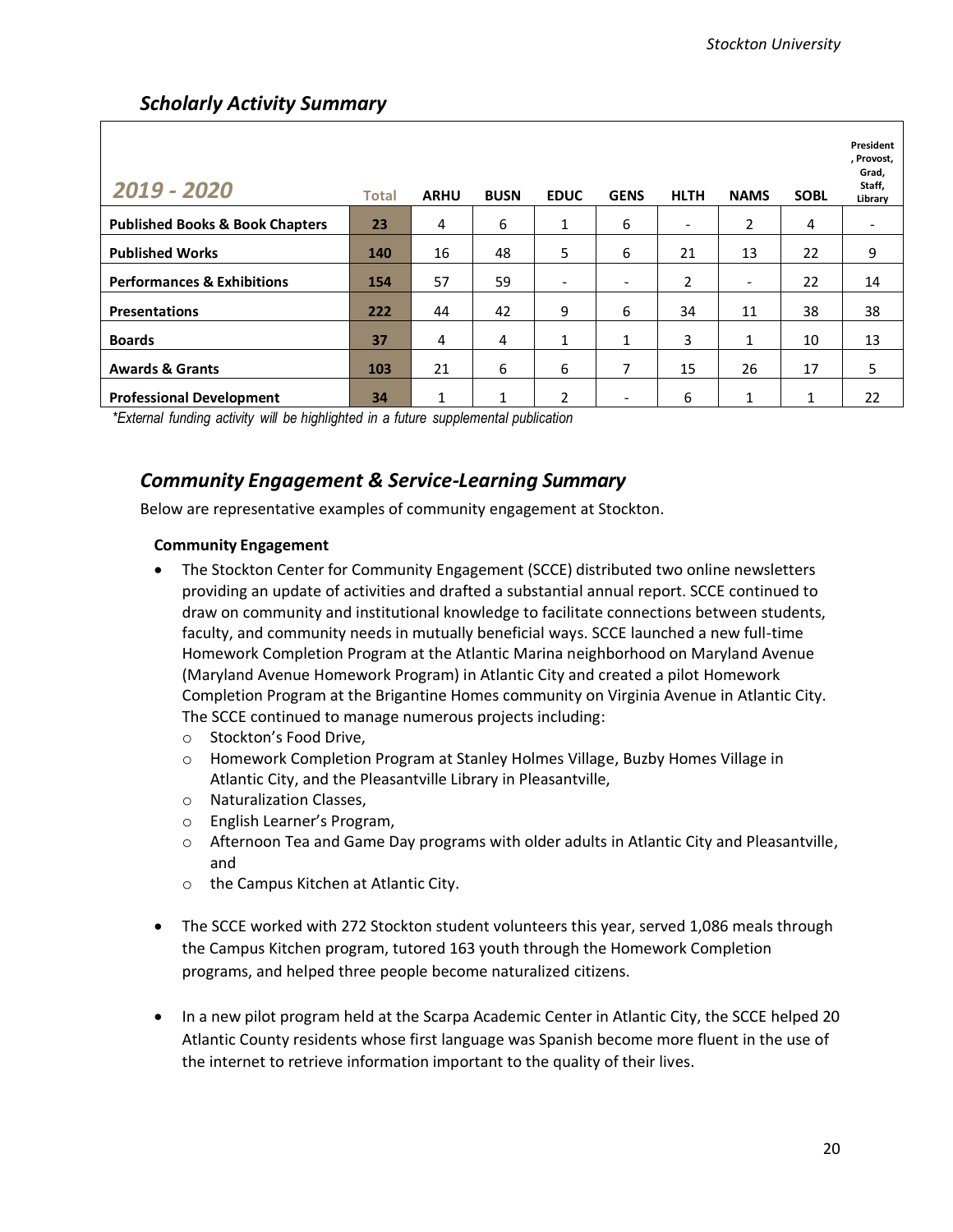## *Scholarly Activity Summary*

| *2019 - 2020* | Total | ARHU | BUSN | EDUC | GENS | HLTH | NAMS | SOBL | President, Provost, Grad, Staff, Library |
|---|---|---|---|---|---|---|---|---|---|
| **Published Books & Book Chapters** | **23** | 4 | 6 | 1 | 6 | - | 2 | 4 | - |
| **Published Works** | **140** | 16 | 48 | 5 | 6 | 21 | 13 | 22 | 9 |
| **Performances & Exhibitions** | **154** | 57 | 59 | - | - | 2 | - | 22 | 14 |
| **Presentations** | **222** | 44 | 42 | 9 | 6 | 34 | 11 | 38 | 38 |
| **Boards** | **37** | 4 | 4 | 1 | 1 | 3 | 1 | 10 | 13 |
| **Awards & Grants** | **103** | 21 | 6 | 6 | 7 | 15 | 26 | 17 | 5 |
| **Professional Development** | **34** | 1 | 1 | 2 | - | 6 | 1 | 1 | 22 |

*\*External funding activity will be highlighted in a future supplemental publication*

## *Community Engagement & Service-Learning Summary*

Below are representative examples of community engagement at Stockton.

**Community Engagement**

- The Stockton Center for Community Engagement (SCCE) distributed two online newsletters providing an update of activities and drafted a substantial annual report. SCCE continued to draw on community and institutional knowledge to facilitate connections between students, faculty, and community needs in mutually beneficial ways. SCCE launched a new full-time Homework Completion Program at the Atlantic Marina neighborhood on Maryland Avenue (Maryland Avenue Homework Program) in Atlantic City and created a pilot Homework Completion Program at the Brigantine Homes community on Virginia Avenue in Atlantic City. The SCCE continued to manage numerous projects including:
  - Stockton's Food Drive,
  - Homework Completion Program at Stanley Holmes Village, Buzby Homes Village in Atlantic City, and the Pleasantville Library in Pleasantville,
  - Naturalization Classes,
  - English Learner's Program,
  - Afternoon Tea and Game Day programs with older adults in Atlantic City and Pleasantville, and
  - the Campus Kitchen at Atlantic City.

- The SCCE worked with 272 Stockton student volunteers this year, served 1,086 meals through the Campus Kitchen program, tutored 163 youth through the Homework Completion programs, and helped three people become naturalized citizens.

- In a new pilot program held at the Scarpa Academic Center in Atlantic City, the SCCE helped 20 Atlantic County residents whose first language was Spanish become more fluent in the use of the internet to retrieve information important to the quality of their lives.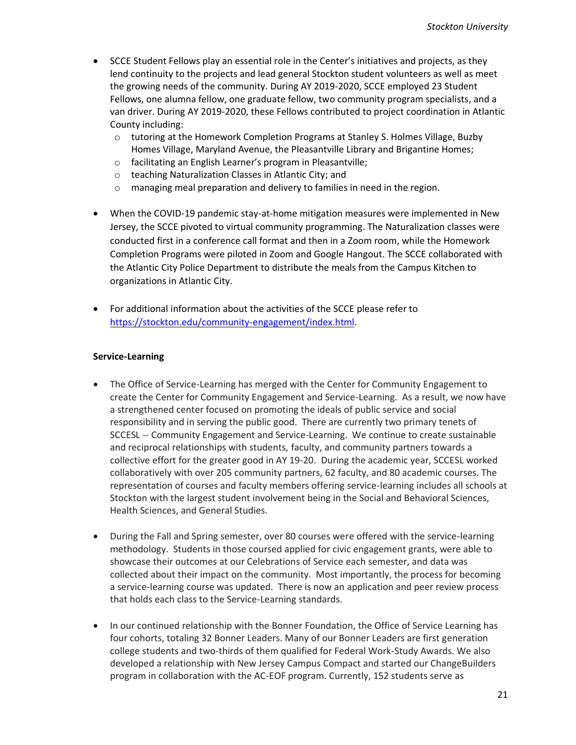- SCCE Student Fellows play an essential role in the Center's initiatives and projects, as they lend continuity to the projects and lead general Stockton student volunteers as well as meet the growing needs of the community. During AY 2019-2020, SCCE employed 23 Student Fellows, one alumna fellow, one graduate fellow, two community program specialists, and a van driver. During AY 2019-2020, these Fellows contributed to project coordination in Atlantic County including:
  - tutoring at the Homework Completion Programs at Stanley S. Holmes Village, Buzby Homes Village, Maryland Avenue, the Pleasantville Library and Brigantine Homes;
  - facilitating an English Learner's program in Pleasantville;
  - teaching Naturalization Classes in Atlantic City; and
  - managing meal preparation and delivery to families in need in the region.

- When the COVID-19 pandemic stay-at-home mitigation measures were implemented in New Jersey, the SCCE pivoted to virtual community programming. The Naturalization classes were conducted first in a conference call format and then in a Zoom room, while the Homework Completion Programs were piloted in Zoom and Google Hangout. The SCCE collaborated with the Atlantic City Police Department to distribute the meals from the Campus Kitchen to organizations in Atlantic City.

- For additional information about the activities of the SCCE please refer to https://stockton.edu/community-engagement/index.html.

**Service-Learning**

- The Office of Service-Learning has merged with the Center for Community Engagement to create the Center for Community Engagement and Service-Learning. As a result, we now have a strengthened center focused on promoting the ideals of public service and social responsibility and in serving the public good. There are currently two primary tenets of SCCESL -- Community Engagement and Service-Learning. We continue to create sustainable and reciprocal relationships with students, faculty, and community partners towards a collective effort for the greater good in AY 19-20. During the academic year, SCCESL worked collaboratively with over 205 community partners, 62 faculty, and 80 academic courses. The representation of courses and faculty members offering service-learning includes all schools at Stockton with the largest student involvement being in the Social and Behavioral Sciences, Health Sciences, and General Studies.

- During the Fall and Spring semester, over 80 courses were offered with the service-learning methodology. Students in those coursed applied for civic engagement grants, were able to showcase their outcomes at our Celebrations of Service each semester, and data was collected about their impact on the community. Most importantly, the process for becoming a service-learning course was updated. There is now an application and peer review process that holds each class to the Service-Learning standards.

- In our continued relationship with the Bonner Foundation, the Office of Service Learning has four cohorts, totaling 32 Bonner Leaders. Many of our Bonner Leaders are first generation college students and two-thirds of them qualified for Federal Work-Study Awards. We also developed a relationship with New Jersey Campus Compact and started our ChangeBuilders program in collaboration with the AC-EOF program. Currently, 152 students serve as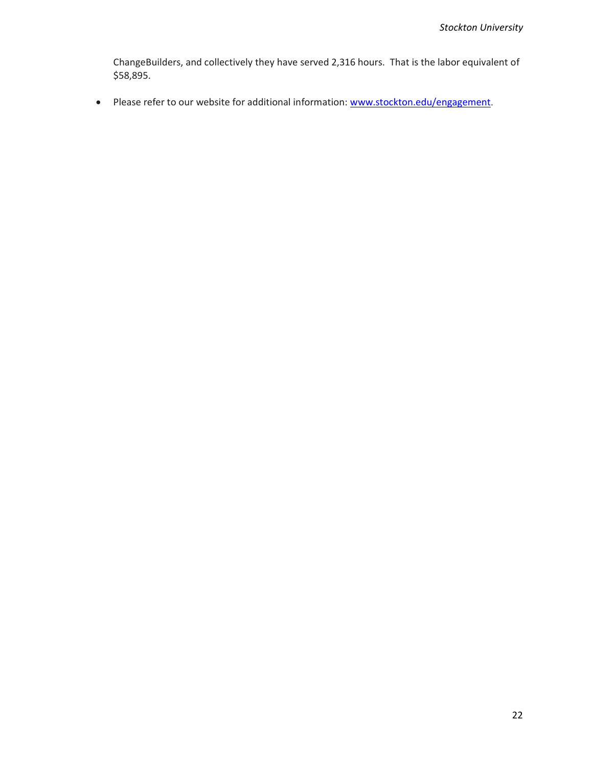ChangeBuilders, and collectively they have served 2,316 hours. That is the labor equivalent of $58,895.

- Please refer to our website for additional information: [www.stockton.edu/engagement](http://www.stockton.edu/engagement).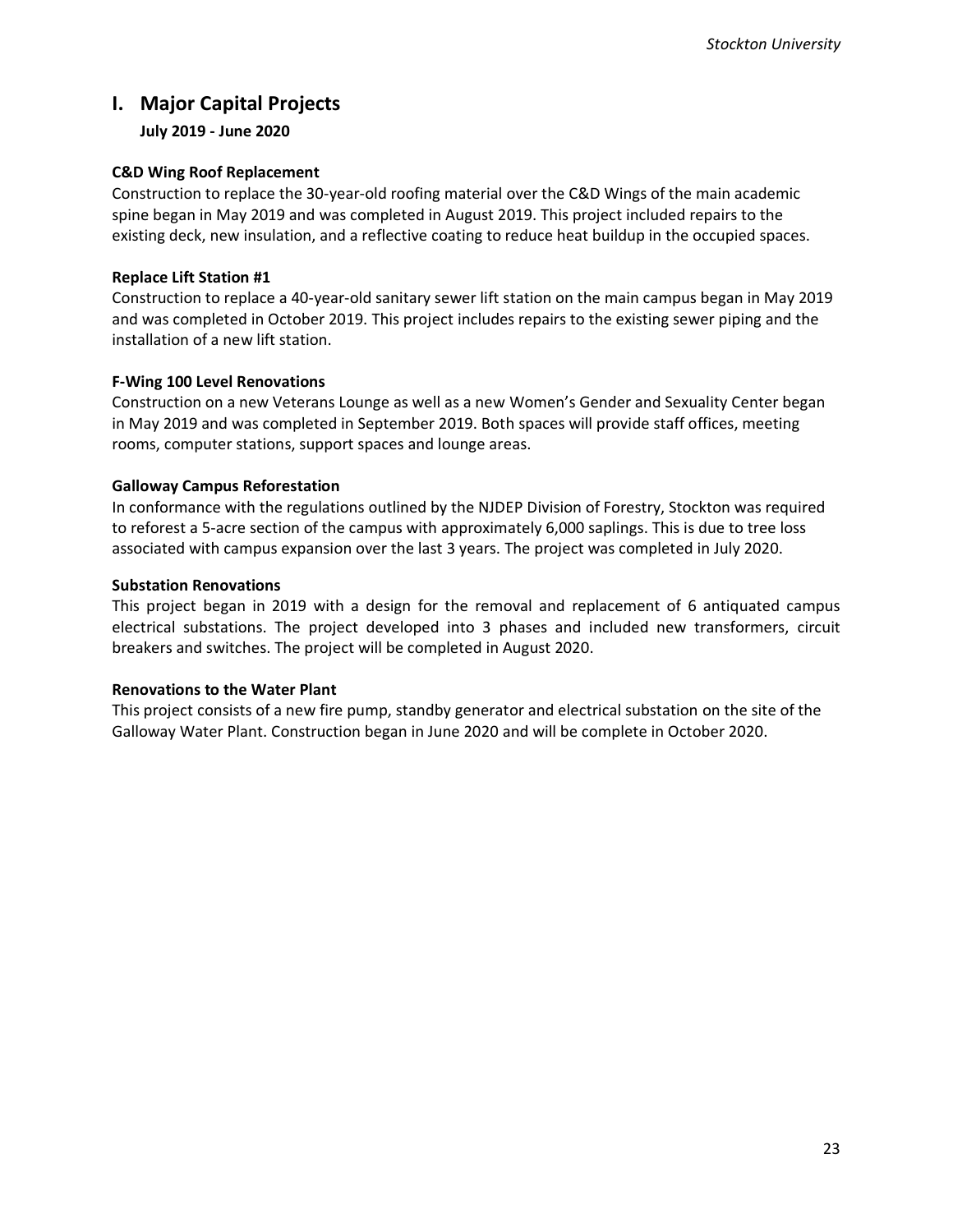# I. Major Capital Projects

**July 2019 - June 2020**

**C&D Wing Roof Replacement**

Construction to replace the 30-year-old roofing material over the C&D Wings of the main academic spine began in May 2019 and was completed in August 2019. This project included repairs to the existing deck, new insulation, and a reflective coating to reduce heat buildup in the occupied spaces.

**Replace Lift Station #1**

Construction to replace a 40-year-old sanitary sewer lift station on the main campus began in May 2019 and was completed in October 2019. This project includes repairs to the existing sewer piping and the installation of a new lift station.

**F-Wing 100 Level Renovations**

Construction on a new Veterans Lounge as well as a new Women's Gender and Sexuality Center began in May 2019 and was completed in September 2019. Both spaces will provide staff offices, meeting rooms, computer stations, support spaces and lounge areas.

**Galloway Campus Reforestation**

In conformance with the regulations outlined by the NJDEP Division of Forestry, Stockton was required to reforest a 5-acre section of the campus with approximately 6,000 saplings. This is due to tree loss associated with campus expansion over the last 3 years. The project was completed in July 2020.

**Substation Renovations**

This project began in 2019 with a design for the removal and replacement of 6 antiquated campus electrical substations. The project developed into 3 phases and included new transformers, circuit breakers and switches. The project will be completed in August 2020.

**Renovations to the Water Plant**

This project consists of a new fire pump, standby generator and electrical substation on the site of the Galloway Water Plant. Construction began in June 2020 and will be complete in October 2020.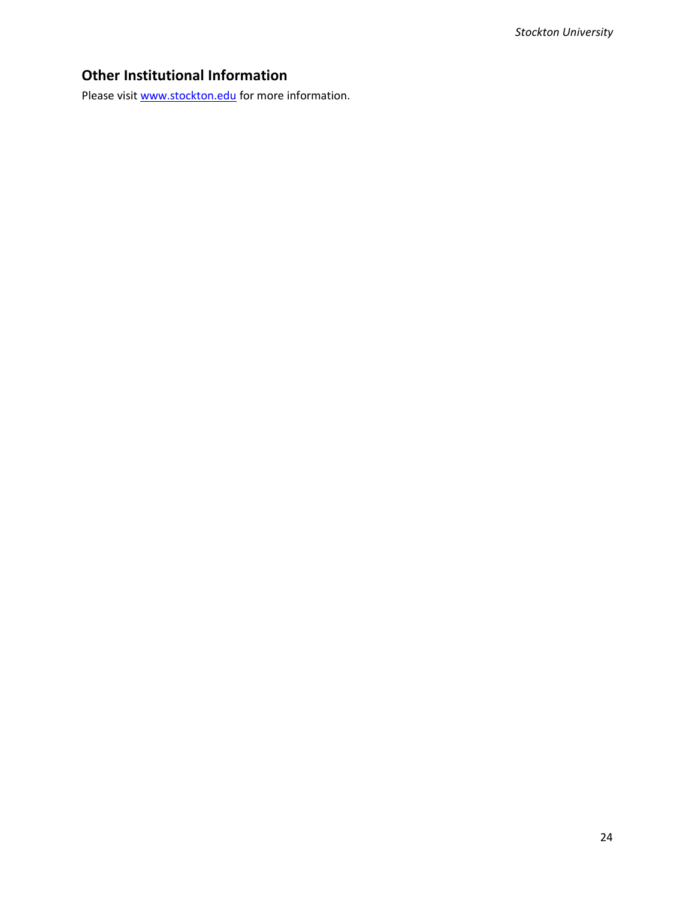## Other Institutional Information

Please visit [www.stockton.edu](http://www.stockton.edu) for more information.